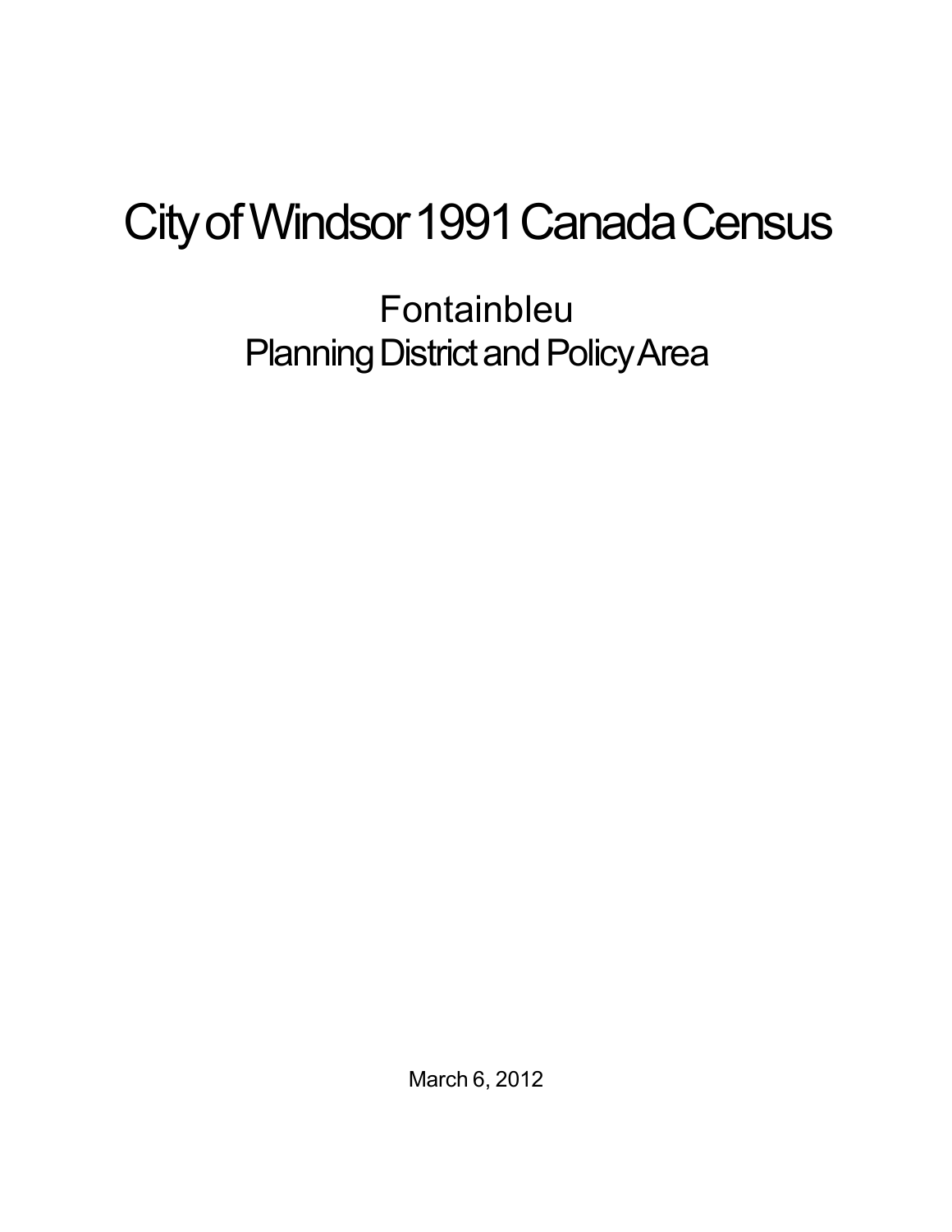# City of Windsor 1991 Canada Census

## Fontainbleu
## Planning District and Policy Area

March 6, 2012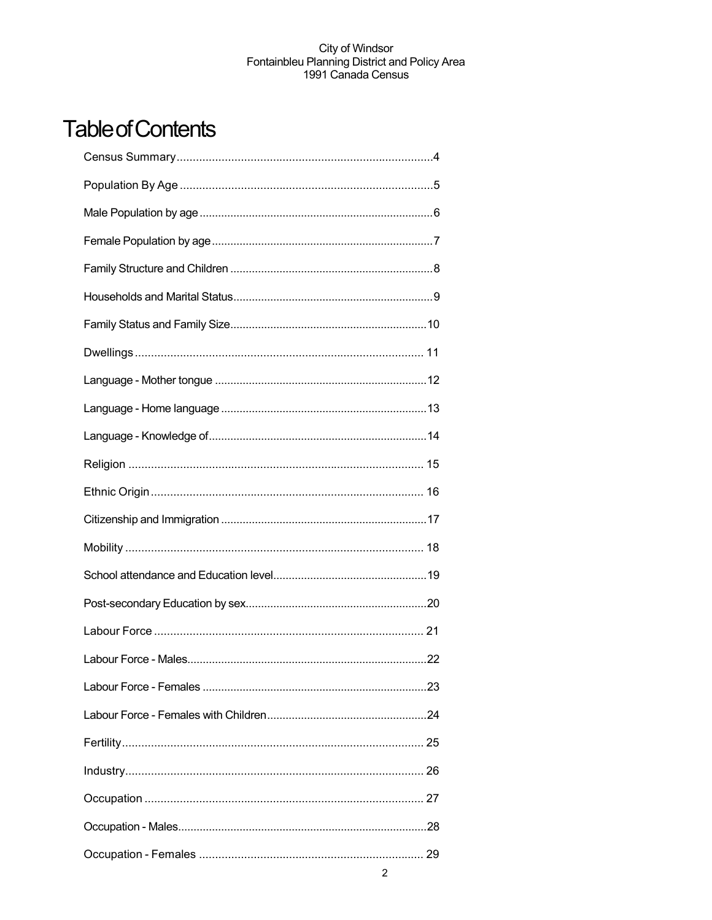# Table of Contents

Census Summary....................4

Population By Age....................5

Male Population by age....................6

Female Population by age....................7

Family Structure and Children....................8

Households and Marital Status....................9

Family Status and Family Size....................10

Dwellings....................11

Language - Mother tongue....................12

Language - Home language....................13

Language - Knowledge of....................14

Religion....................15

Ethnic Origin....................16

Citizenship and Immigration....................17

Mobility....................18

School attendance and Education level....................19

Post-secondary Education by sex....................20

Labour Force....................21

Labour Force - Males....................22

Labour Force - Females....................23

Labour Force - Females with Children....................24

Fertility....................25

Industry....................26

Occupation....................27

Occupation - Males....................28

Occupation - Females....................29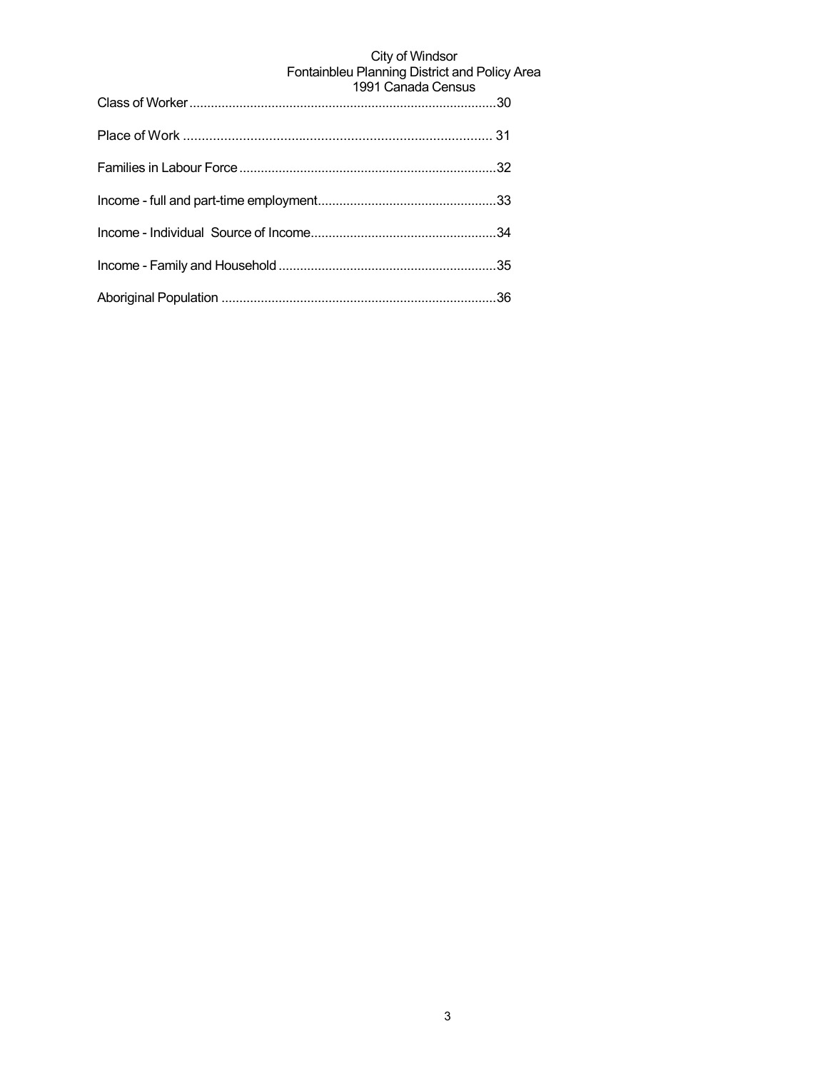Class of Worker .......................................................................................30

Place of Work ....................................................................................... 31

Families in Labour Force .......................................................................32

Income - full and part-time employment.................................................33

Income - Individual Source of Income....................................................34

Income - Family and Household ............................................................35

Aboriginal Population ............................................................................36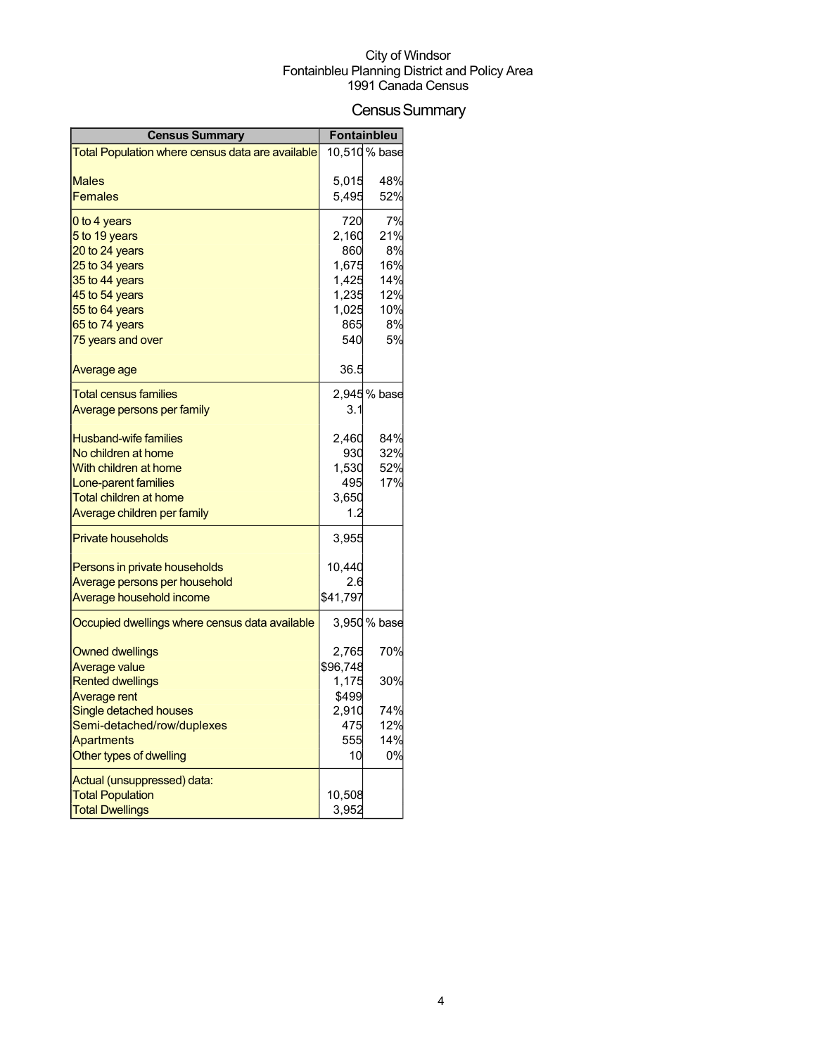City of Windsor
Fontainbleu Planning District and Policy Area
1991 Canada Census

# Census Summary

| Census Summary | Fontainbleu | |
|---|---|---|
| Total Population where census data are available | 10,510 | % base |
| Males | 5,015 | 48% |
| Females | 5,495 | 52% |
| 0 to 4 years | 720 | 7% |
| 5 to 19 years | 2,160 | 21% |
| 20 to 24 years | 860 | 8% |
| 25 to 34 years | 1,675 | 16% |
| 35 to 44 years | 1,425 | 14% |
| 45 to 54 years | 1,235 | 12% |
| 55 to 64 years | 1,025 | 10% |
| 65 to 74 years | 865 | 8% |
| 75 years and over | 540 | 5% |
| Average age | 36.5 | |
| Total census families | 2,945 | % base |
| Average persons per family | 3.1 | |
| Husband-wife families | 2,460 | 84% |
| No children at home | 930 | 32% |
| With children at home | 1,530 | 52% |
| Lone-parent families | 495 | 17% |
| Total children at home | 3,650 | |
| Average children per family | 1.2 | |
| Private households | 3,955 | |
| Persons in private households | 10,440 | |
| Average persons per household | 2.6 | |
| Average household income | $41,797 | |
| Occupied dwellings where census data available | 3,950 | % base |
| Owned dwellings | 2,765 | 70% |
| Average value | $96,748 | |
| Rented dwellings | 1,175 | 30% |
| Average rent | $499 | |
| Single detached houses | 2,910 | 74% |
| Semi-detached/row/duplexes | 475 | 12% |
| Apartments | 555 | 14% |
| Other types of dwelling | 10 | 0% |
| Actual (unsuppressed) data: | | |
| Total Population | 10,508 | |
| Total Dwellings | 3,952 | |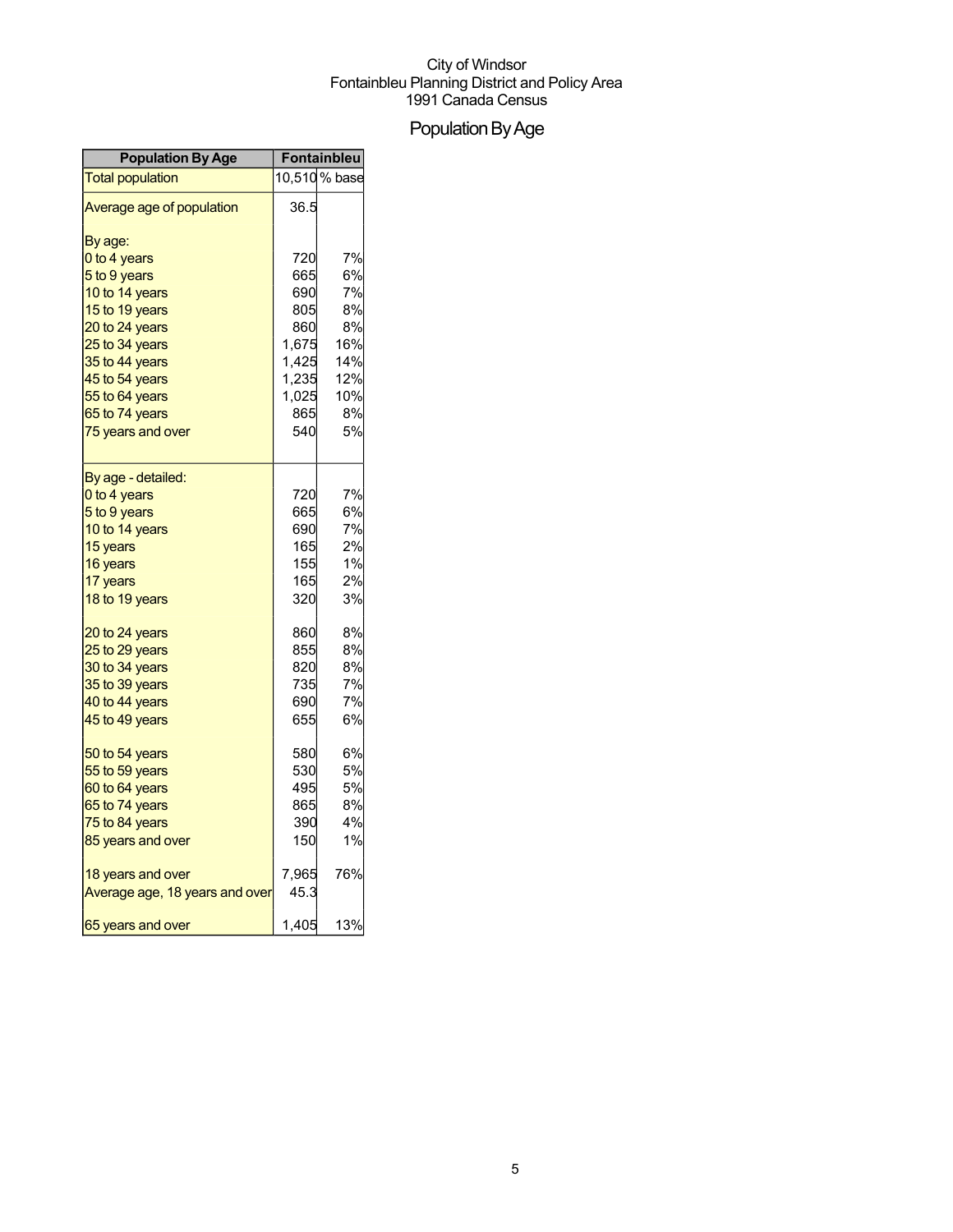City of Windsor
Fontainbleu Planning District and Policy Area
1991 Canada Census

# Population By Age

| Population By Age | Fontainbleu | |
|---|---|---|
| Total population | 10,510 | % base |
| Average age of population | 36.5 | |
| By age: | | |
| 0 to 4 years | 720 | 7% |
| 5 to 9 years | 665 | 6% |
| 10 to 14 years | 690 | 7% |
| 15 to 19 years | 805 | 8% |
| 20 to 24 years | 860 | 8% |
| 25 to 34 years | 1,675 | 16% |
| 35 to 44 years | 1,425 | 14% |
| 45 to 54 years | 1,235 | 12% |
| 55 to 64 years | 1,025 | 10% |
| 65 to 74 years | 865 | 8% |
| 75 years and over | 540 | 5% |
| By age - detailed: | | |
| 0 to 4 years | 720 | 7% |
| 5 to 9 years | 665 | 6% |
| 10 to 14 years | 690 | 7% |
| 15 years | 165 | 2% |
| 16 years | 155 | 1% |
| 17 years | 165 | 2% |
| 18 to 19 years | 320 | 3% |
| 20 to 24 years | 860 | 8% |
| 25 to 29 years | 855 | 8% |
| 30 to 34 years | 820 | 8% |
| 35 to 39 years | 735 | 7% |
| 40 to 44 years | 690 | 7% |
| 45 to 49 years | 655 | 6% |
| 50 to 54 years | 580 | 6% |
| 55 to 59 years | 530 | 5% |
| 60 to 64 years | 495 | 5% |
| 65 to 74 years | 865 | 8% |
| 75 to 84 years | 390 | 4% |
| 85 years and over | 150 | 1% |
| 18 years and over | 7,965 | 76% |
| Average age, 18 years and over | 45.3 | |
| 65 years and over | 1,405 | 13% |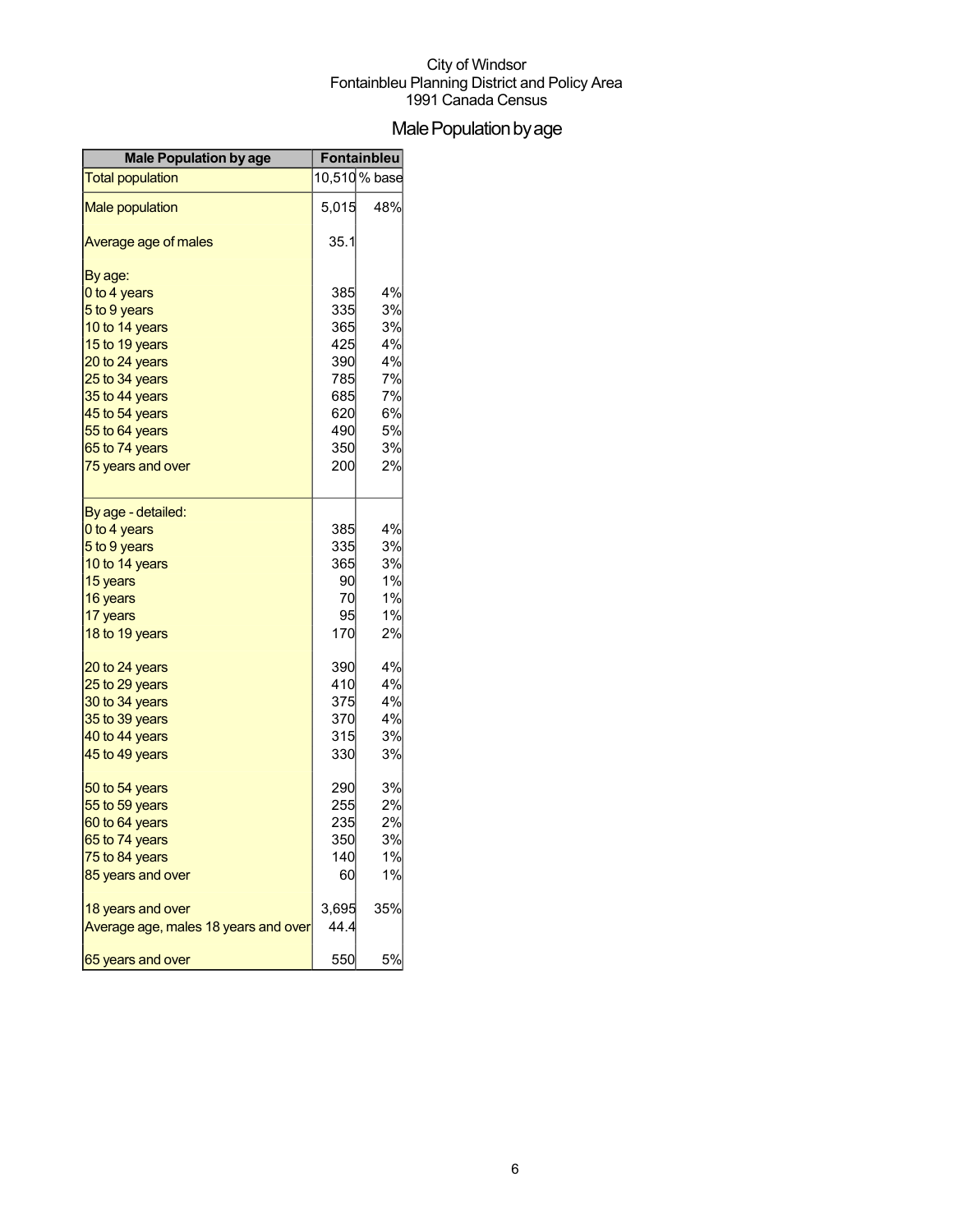City of Windsor
Fontainbleu Planning District and Policy Area
1991 Canada Census

# Male Population by age

| Male Population by age | Fontainbleu | |
|---|---|---|
| Total population | 10,510 | % base |
| Male population | 5,015 | 48% |
| Average age of males | 35.1 | |
| By age: | | |
| 0 to 4 years | 385 | 4% |
| 5 to 9 years | 335 | 3% |
| 10 to 14 years | 365 | 3% |
| 15 to 19 years | 425 | 4% |
| 20 to 24 years | 390 | 4% |
| 25 to 34 years | 785 | 7% |
| 35 to 44 years | 685 | 7% |
| 45 to 54 years | 620 | 6% |
| 55 to 64 years | 490 | 5% |
| 65 to 74 years | 350 | 3% |
| 75 years and over | 200 | 2% |
| By age - detailed: | | |
| 0 to 4 years | 385 | 4% |
| 5 to 9 years | 335 | 3% |
| 10 to 14 years | 365 | 3% |
| 15 years | 90 | 1% |
| 16 years | 70 | 1% |
| 17 years | 95 | 1% |
| 18 to 19 years | 170 | 2% |
| 20 to 24 years | 390 | 4% |
| 25 to 29 years | 410 | 4% |
| 30 to 34 years | 375 | 4% |
| 35 to 39 years | 370 | 4% |
| 40 to 44 years | 315 | 3% |
| 45 to 49 years | 330 | 3% |
| 50 to 54 years | 290 | 3% |
| 55 to 59 years | 255 | 2% |
| 60 to 64 years | 235 | 2% |
| 65 to 74 years | 350 | 3% |
| 75 to 84 years | 140 | 1% |
| 85 years and over | 60 | 1% |
| 18 years and over | 3,695 | 35% |
| Average age, males 18 years and over | 44.4 | |
| 65 years and over | 550 | 5% |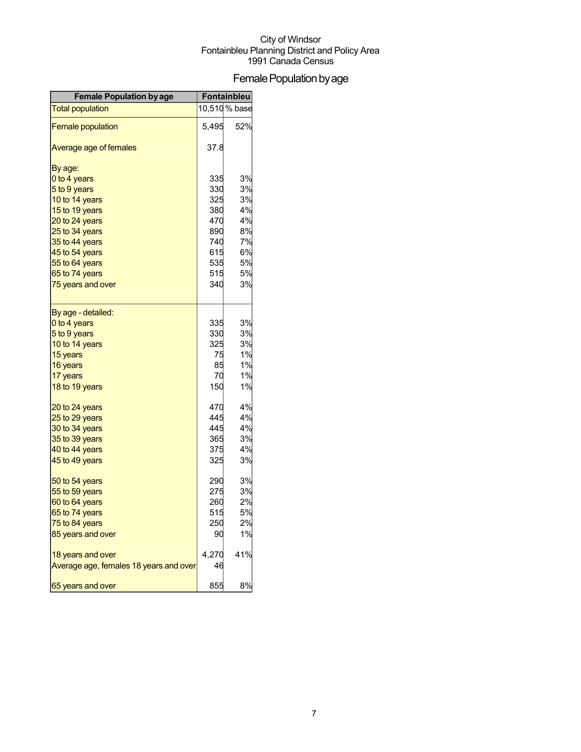City of Windsor
Fontainbleu Planning District and Policy Area
1991 Canada Census

# Female Population by age

| Female Population by age | Fontainbleu | |
|---|---|---|
| Total population | 10,510 | % base |
| Female population | 5,495 | 52% |
| Average age of females | 37.8 | |
| By age: | | |
| 0 to 4 years | 335 | 3% |
| 5 to 9 years | 330 | 3% |
| 10 to 14 years | 325 | 3% |
| 15 to 19 years | 380 | 4% |
| 20 to 24 years | 470 | 4% |
| 25 to 34 years | 890 | 8% |
| 35 to 44 years | 740 | 7% |
| 45 to 54 years | 615 | 6% |
| 55 to 64 years | 535 | 5% |
| 65 to 74 years | 515 | 5% |
| 75 years and over | 340 | 3% |
| By age - detailed: | | |
| 0 to 4 years | 335 | 3% |
| 5 to 9 years | 330 | 3% |
| 10 to 14 years | 325 | 3% |
| 15 years | 75 | 1% |
| 16 years | 85 | 1% |
| 17 years | 70 | 1% |
| 18 to 19 years | 150 | 1% |
| 20 to 24 years | 470 | 4% |
| 25 to 29 years | 445 | 4% |
| 30 to 34 years | 445 | 4% |
| 35 to 39 years | 365 | 3% |
| 40 to 44 years | 375 | 4% |
| 45 to 49 years | 325 | 3% |
| 50 to 54 years | 290 | 3% |
| 55 to 59 years | 275 | 3% |
| 60 to 64 years | 260 | 2% |
| 65 to 74 years | 515 | 5% |
| 75 to 84 years | 250 | 2% |
| 85 years and over | 90 | 1% |
| 18 years and over | 4,270 | 41% |
| Average age, females 18 years and over | 46 | |
| 65 years and over | 855 | 8% |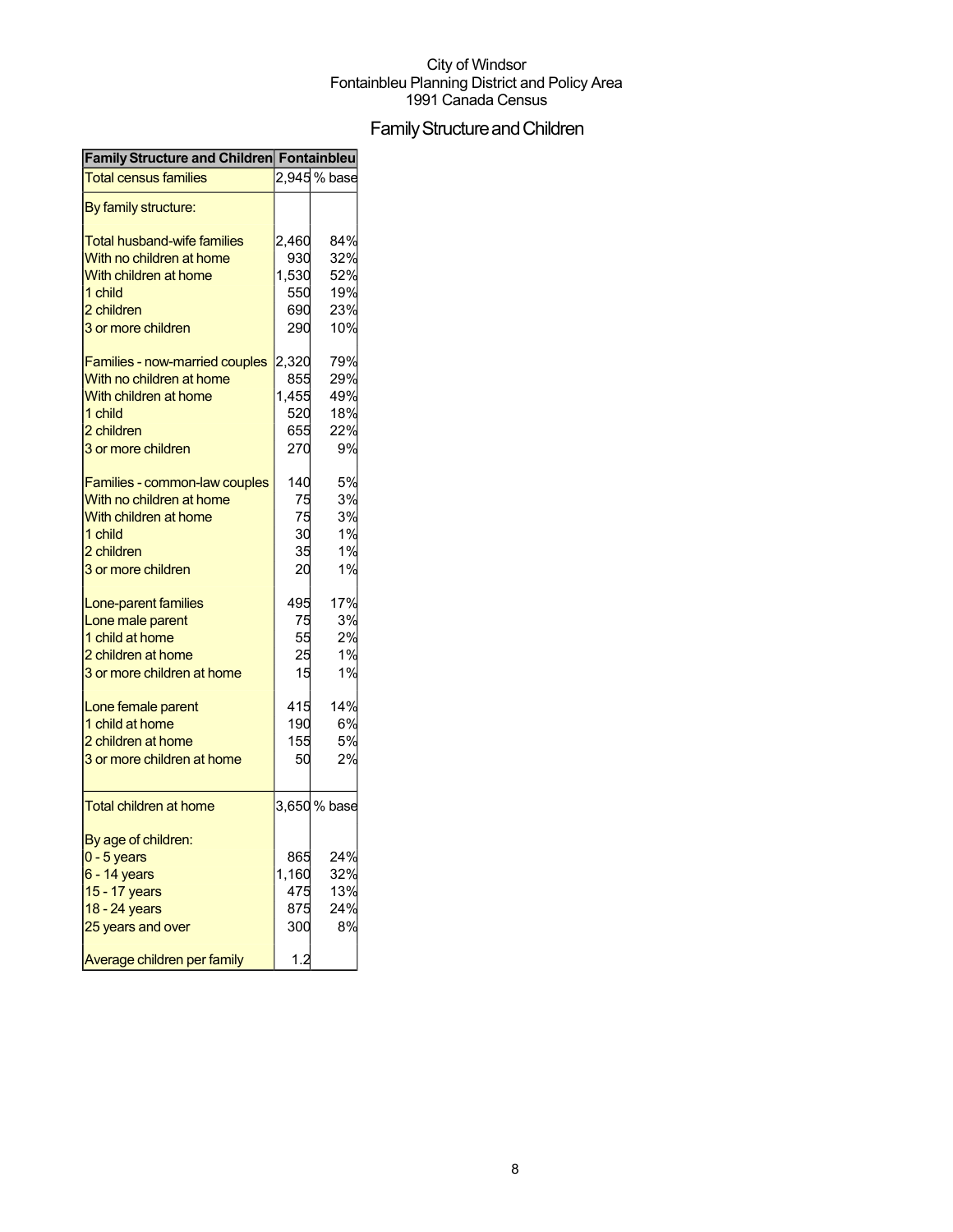City of Windsor
Fontainbleu Planning District and Policy Area
1991 Canada Census

# Family Structure and Children

| Family Structure and Children | Fontainbleu | |
|---|---|---|
| Total census families | 2,945 | % base |
| By family structure: | | |
| Total husband-wife families | 2,460 | 84% |
| With no children at home | 930 | 32% |
| With children at home | 1,530 | 52% |
| 1 child | 550 | 19% |
| 2 children | 690 | 23% |
| 3 or more children | 290 | 10% |
| Families - now-married couples | 2,320 | 79% |
| With no children at home | 855 | 29% |
| With children at home | 1,455 | 49% |
| 1 child | 520 | 18% |
| 2 children | 655 | 22% |
| 3 or more children | 270 | 9% |
| Families - common-law couples | 140 | 5% |
| With no children at home | 75 | 3% |
| With children at home | 75 | 3% |
| 1 child | 30 | 1% |
| 2 children | 35 | 1% |
| 3 or more children | 20 | 1% |
| Lone-parent families | 495 | 17% |
| Lone male parent | 75 | 3% |
| 1 child at home | 55 | 2% |
| 2 children at home | 25 | 1% |
| 3 or more children at home | 15 | 1% |
| Lone female parent | 415 | 14% |
| 1 child at home | 190 | 6% |
| 2 children at home | 155 | 5% |
| 3 or more children at home | 50 | 2% |
| Total children at home | 3,650 | % base |
| By age of children: | | |
| 0 - 5 years | 865 | 24% |
| 6 - 14 years | 1,160 | 32% |
| 15 - 17 years | 475 | 13% |
| 18 - 24 years | 875 | 24% |
| 25 years and over | 300 | 8% |
| Average children per family | 1.2 | |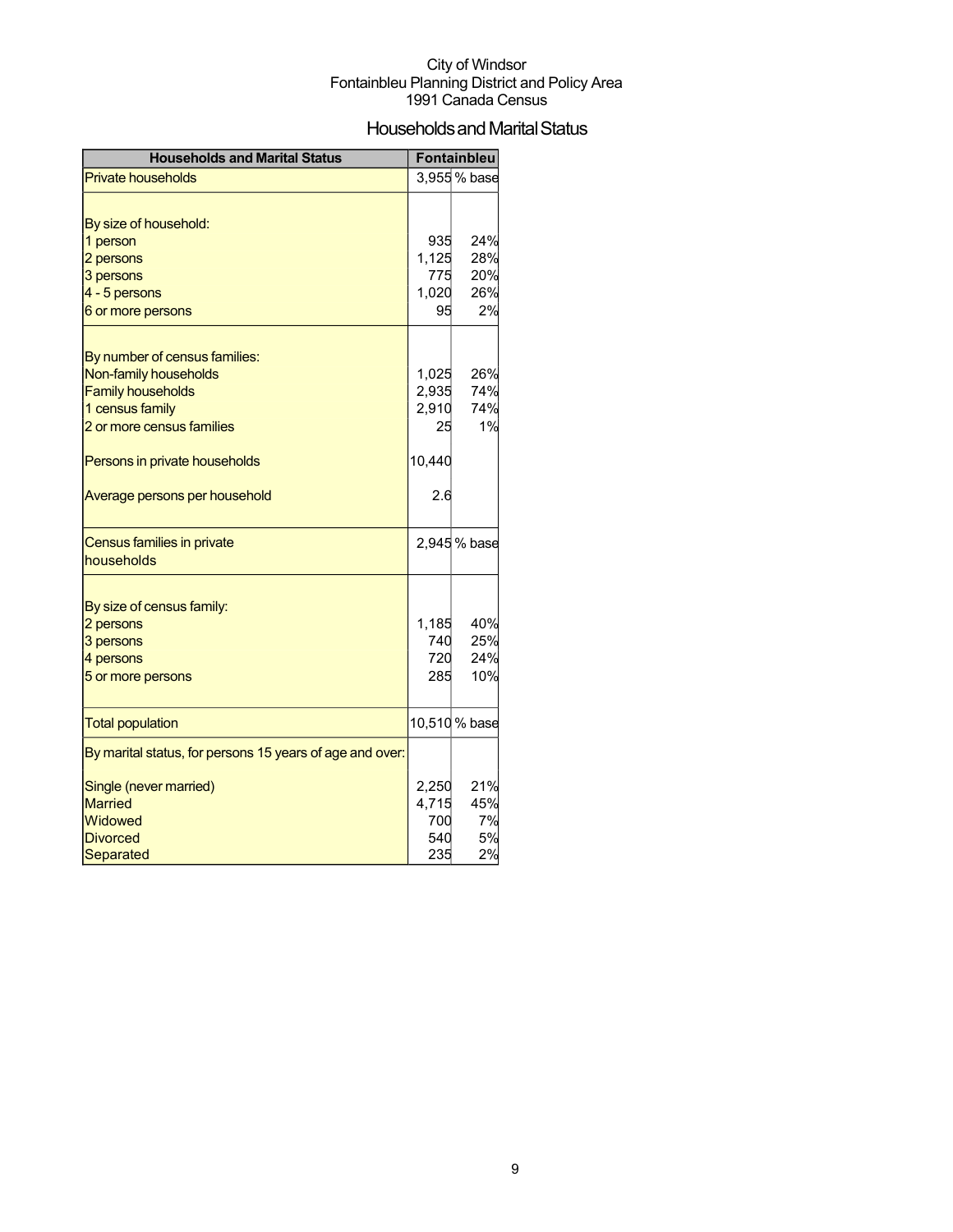City of Windsor
Fontainbleu Planning District and Policy Area
1991 Canada Census

# Households and Marital Status

| Households and Marital Status | Fontainbleu | |
|---|---|---|
| Private households | 3,955 | % base |
| By size of household: | | |
| 1 person | 935 | 24% |
| 2 persons | 1,125 | 28% |
| 3 persons | 775 | 20% |
| 4 - 5 persons | 1,020 | 26% |
| 6 or more persons | 95 | 2% |
| By number of census families: | | |
| Non-family households | 1,025 | 26% |
| Family households | 2,935 | 74% |
| 1 census family | 2,910 | 74% |
| 2 or more census families | 25 | 1% |
| Persons in private households | 10,440 | |
| Average persons per household | 2.6 | |
| Census families in private households | 2,945 | % base |
| By size of census family: | | |
| 2 persons | 1,185 | 40% |
| 3 persons | 740 | 25% |
| 4 persons | 720 | 24% |
| 5 or more persons | 285 | 10% |
| Total population | 10,510 | % base |
| By marital status, for persons 15 years of age and over: | | |
| Single (never married) | 2,250 | 21% |
| Married | 4,715 | 45% |
| Widowed | 700 | 7% |
| Divorced | 540 | 5% |
| Separated | 235 | 2% |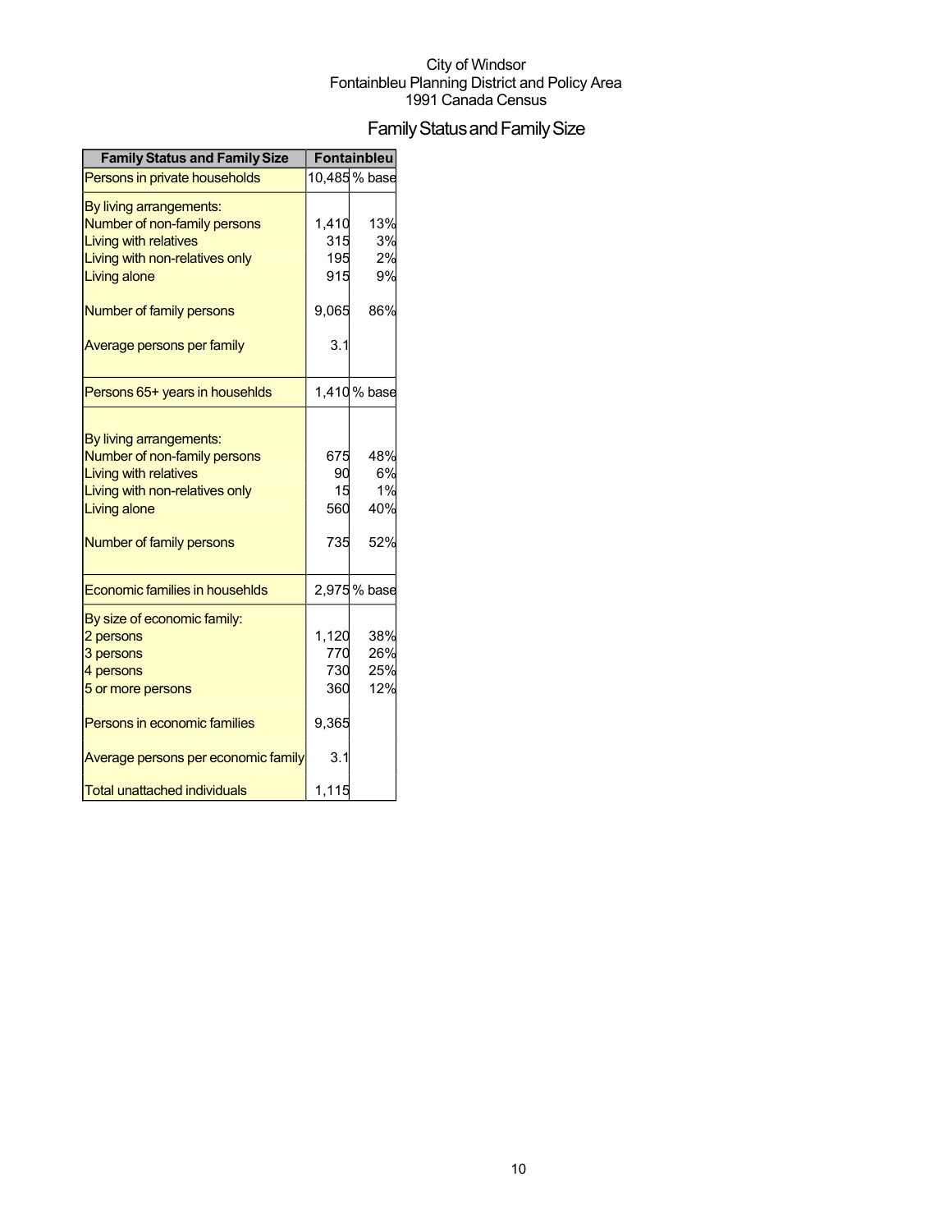City of Windsor
Fontainbleu Planning District and Policy Area
1991 Canada Census

# Family Status and Family Size

| Family Status and Family Size | Fontainbleu | |
|---|---|---|
| Persons in private households | 10,485 | % base |
| By living arrangements: | | |
| Number of non-family persons | 1,410 | 13% |
| Living with relatives | 315 | 3% |
| Living with non-relatives only | 195 | 2% |
| Living alone | 915 | 9% |
| Number of family persons | 9,065 | 86% |
| Average persons per family | 3.1 | |
| Persons 65+ years in househlds | 1,410 | % base |
| By living arrangements: | | |
| Number of non-family persons | 675 | 48% |
| Living with relatives | 90 | 6% |
| Living with non-relatives only | 15 | 1% |
| Living alone | 560 | 40% |
| Number of family persons | 735 | 52% |
| Economic families in househlds | 2,975 | % base |
| By size of economic family: | | |
| 2 persons | 1,120 | 38% |
| 3 persons | 770 | 26% |
| 4 persons | 730 | 25% |
| 5 or more persons | 360 | 12% |
| Persons in economic families | 9,365 | |
| Average persons per economic family | 3.1 | |
| Total unattached individuals | 1,115 | |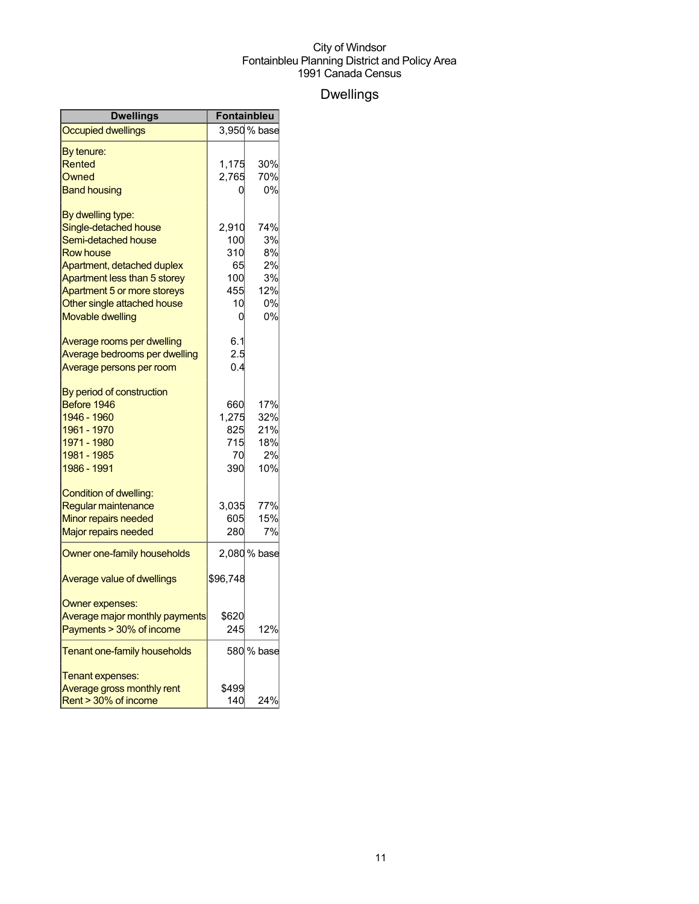City of Windsor
Fontainbleu Planning District and Policy Area
1991 Canada Census

# Dwellings

| Dwellings | Fontainbleu | |
|---|---|---|
| Occupied dwellings | 3,950 | % base |
| By tenure: | | |
| Rented | 1,175 | 30% |
| Owned | 2,765 | 70% |
| Band housing | 0 | 0% |
| By dwelling type: | | |
| Single-detached house | 2,910 | 74% |
| Semi-detached house | 100 | 3% |
| Row house | 310 | 8% |
| Apartment, detached duplex | 65 | 2% |
| Apartment less than 5 storey | 100 | 3% |
| Apartment 5 or more storeys | 455 | 12% |
| Other single attached house | 10 | 0% |
| Movable dwelling | 0 | 0% |
| Average rooms per dwelling | 6.1 | |
| Average bedrooms per dwelling | 2.5 | |
| Average persons per room | 0.4 | |
| By period of construction | | |
| Before 1946 | 660 | 17% |
| 1946 - 1960 | 1,275 | 32% |
| 1961 - 1970 | 825 | 21% |
| 1971 - 1980 | 715 | 18% |
| 1981 - 1985 | 70 | 2% |
| 1986 - 1991 | 390 | 10% |
| Condition of dwelling: | | |
| Regular maintenance | 3,035 | 77% |
| Minor repairs needed | 605 | 15% |
| Major repairs needed | 280 | 7% |
| Owner one-family households | 2,080 | % base |
| Average value of dwellings | $96,748 | |
| Owner expenses: | | |
| Average major monthly payments | $620 | |
| Payments > 30% of income | 245 | 12% |
| Tenant one-family households | 580 | % base |
| Tenant expenses: | | |
| Average gross monthly rent | $499 | |
| Rent > 30% of income | 140 | 24% |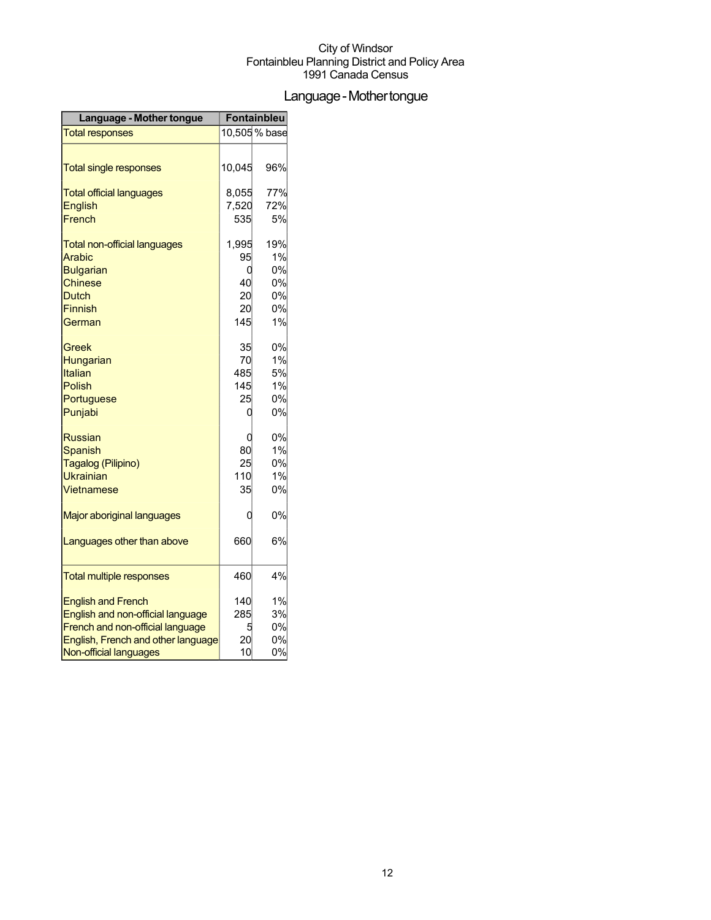City of Windsor
Fontainbleu Planning District and Policy Area
1991 Canada Census

# Language - Mother tongue

| Language - Mother tongue | Fontainbleu | |
|---|---|---|
| Total responses | 10,505 | % base |
| Total single responses | 10,045 | 96% |
| Total official languages | 8,055 | 77% |
| English | 7,520 | 72% |
| French | 535 | 5% |
| Total non-official languages | 1,995 | 19% |
| Arabic | 95 | 1% |
| Bulgarian | 0 | 0% |
| Chinese | 40 | 0% |
| Dutch | 20 | 0% |
| Finnish | 20 | 0% |
| German | 145 | 1% |
| Greek | 35 | 0% |
| Hungarian | 70 | 1% |
| Italian | 485 | 5% |
| Polish | 145 | 1% |
| Portuguese | 25 | 0% |
| Punjabi | 0 | 0% |
| Russian | 0 | 0% |
| Spanish | 80 | 1% |
| Tagalog (Pilipino) | 25 | 0% |
| Ukrainian | 110 | 1% |
| Vietnamese | 35 | 0% |
| Major aboriginal languages | 0 | 0% |
| Languages other than above | 660 | 6% |
| Total multiple responses | 460 | 4% |
| English and French | 140 | 1% |
| English and non-official language | 285 | 3% |
| French and non-official language | 5 | 0% |
| English, French and other language | 20 | 0% |
| Non-official languages | 10 | 0% |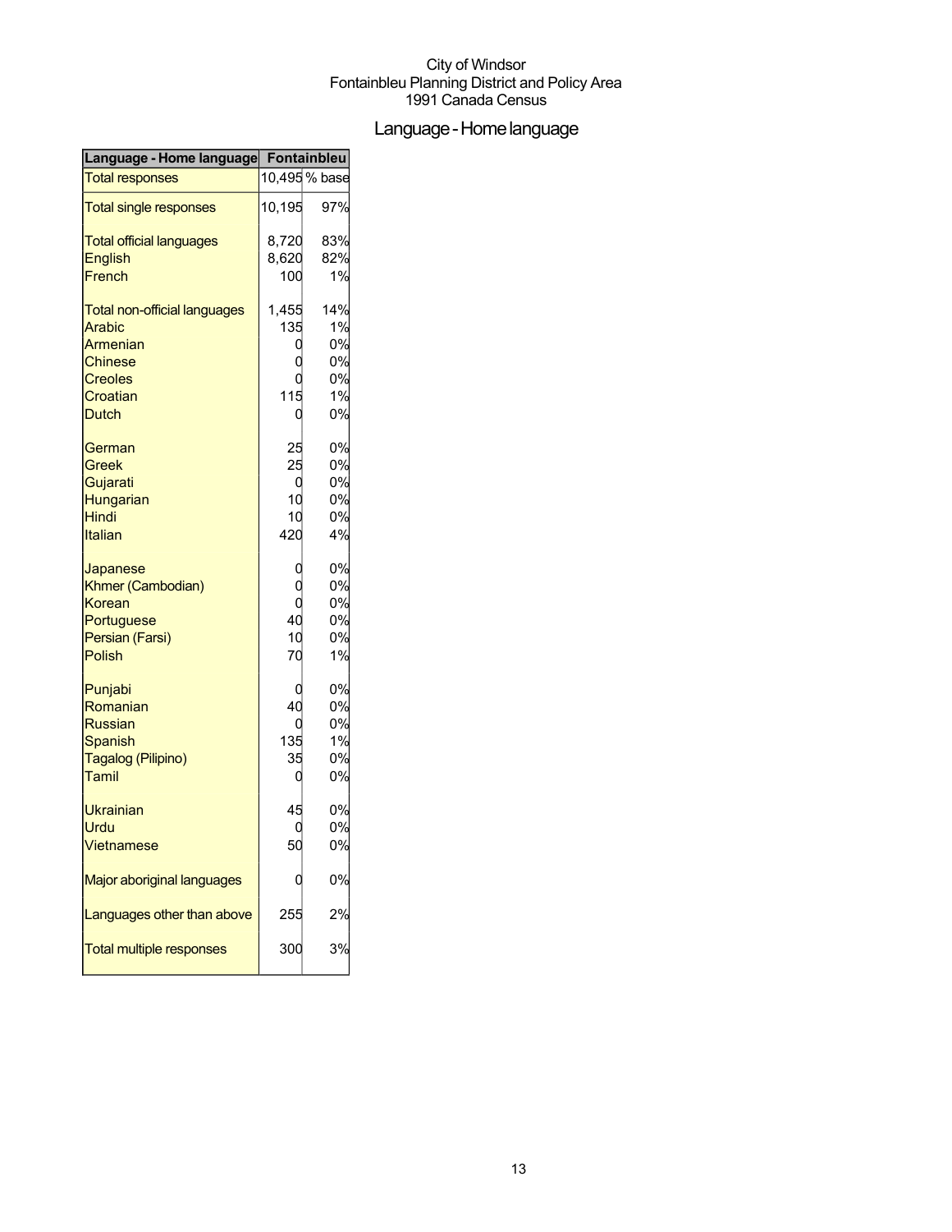City of Windsor
Fontainbleu Planning District and Policy Area
1991 Canada Census

# Language - Home language

| Language - Home language | Fontainbleu | |
|---|---|---|
| Total responses | 10,495 | % base |
| Total single responses | 10,195 | 97% |
| Total official languages | 8,720 | 83% |
| English | 8,620 | 82% |
| French | 100 | 1% |
| Total non-official languages | 1,455 | 14% |
| Arabic | 135 | 1% |
| Armenian | 0 | 0% |
| Chinese | 0 | 0% |
| Creoles | 0 | 0% |
| Croatian | 115 | 1% |
| Dutch | 0 | 0% |
| German | 25 | 0% |
| Greek | 25 | 0% |
| Gujarati | 0 | 0% |
| Hungarian | 10 | 0% |
| Hindi | 10 | 0% |
| Italian | 420 | 4% |
| Japanese | 0 | 0% |
| Khmer (Cambodian) | 0 | 0% |
| Korean | 0 | 0% |
| Portuguese | 40 | 0% |
| Persian (Farsi) | 10 | 0% |
| Polish | 70 | 1% |
| Punjabi | 0 | 0% |
| Romanian | 40 | 0% |
| Russian | 0 | 0% |
| Spanish | 135 | 1% |
| Tagalog (Pilipino) | 35 | 0% |
| Tamil | 0 | 0% |
| Ukrainian | 45 | 0% |
| Urdu | 0 | 0% |
| Vietnamese | 50 | 0% |
| Major aboriginal languages | 0 | 0% |
| Languages other than above | 255 | 2% |
| Total multiple responses | 300 | 3% |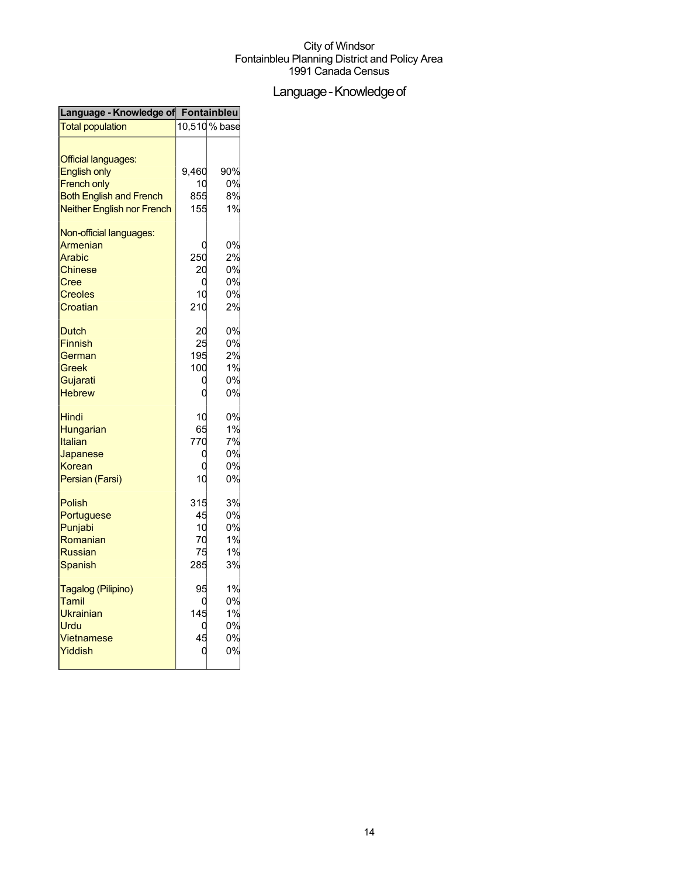City of Windsor
Fontainbleu Planning District and Policy Area
1991 Canada Census

# Language - Knowledge of

| Language - Knowledge of | Fontainbleu | |
|---|---|---|
| Total population | 10,510 | % base |
| | | |
| Official languages: | | |
| English only | 9,460 | 90% |
| French only | 10 | 0% |
| Both English and French | 855 | 8% |
| Neither English nor French | 155 | 1% |
| | | |
| Non-official languages: | | |
| Armenian | 0 | 0% |
| Arabic | 250 | 2% |
| Chinese | 20 | 0% |
| Cree | 0 | 0% |
| Creoles | 10 | 0% |
| Croatian | 210 | 2% |
| | | |
| Dutch | 20 | 0% |
| Finnish | 25 | 0% |
| German | 195 | 2% |
| Greek | 100 | 1% |
| Gujarati | 0 | 0% |
| Hebrew | 0 | 0% |
| | | |
| Hindi | 10 | 0% |
| Hungarian | 65 | 1% |
| Italian | 770 | 7% |
| Japanese | 0 | 0% |
| Korean | 0 | 0% |
| Persian (Farsi) | 10 | 0% |
| | | |
| Polish | 315 | 3% |
| Portuguese | 45 | 0% |
| Punjabi | 10 | 0% |
| Romanian | 70 | 1% |
| Russian | 75 | 1% |
| Spanish | 285 | 3% |
| | | |
| Tagalog (Pilipino) | 95 | 1% |
| Tamil | 0 | 0% |
| Ukrainian | 145 | 1% |
| Urdu | 0 | 0% |
| Vietnamese | 45 | 0% |
| Yiddish | 0 | 0% |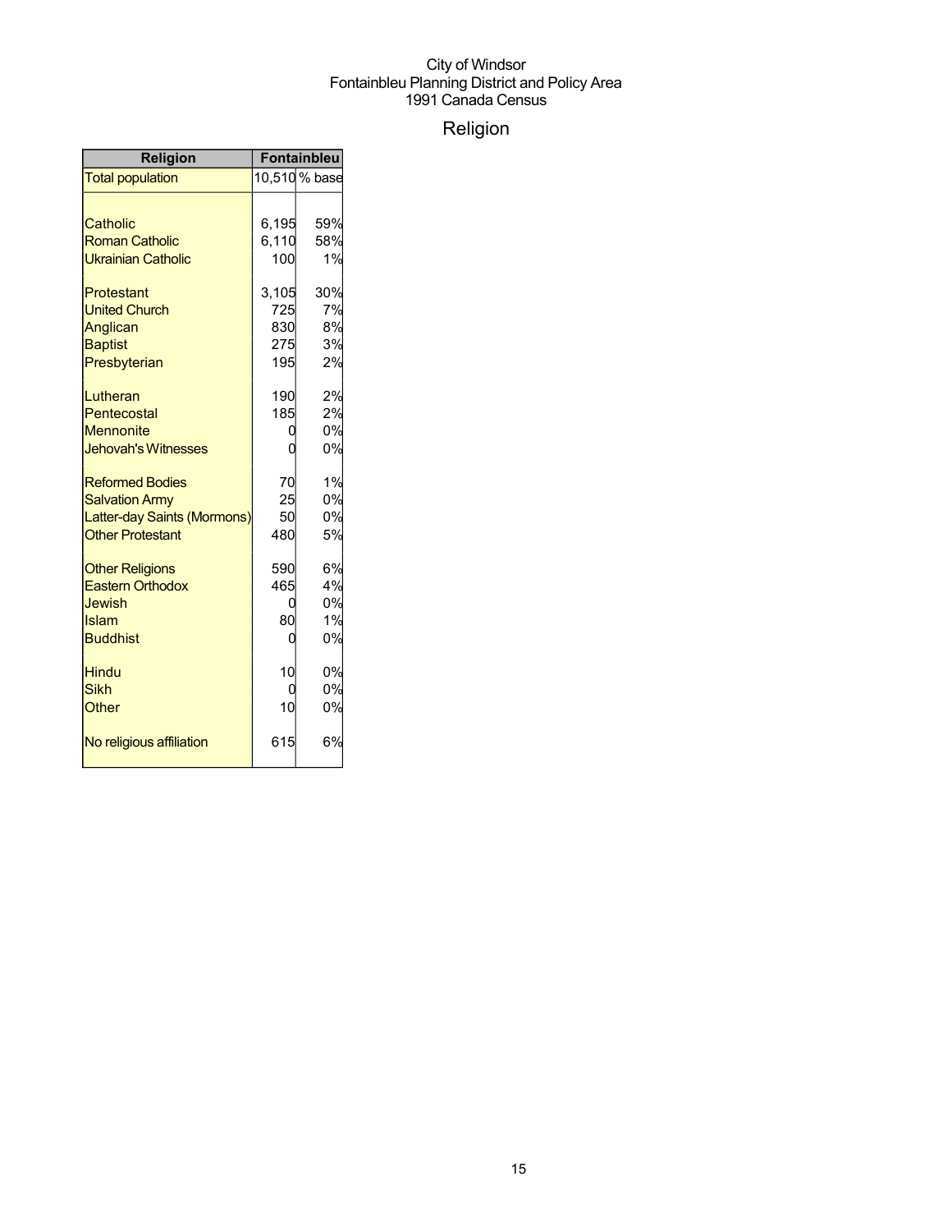City of Windsor
Fontainbleu Planning District and Policy Area
1991 Canada Census

# Religion

| Religion | Fontainbleu | |
|---|---|---|
| Total population | 10,510 | % base |
| | | |
| Catholic | 6,195 | 59% |
| Roman Catholic | 6,110 | 58% |
| Ukrainian Catholic | 100 | 1% |
| | | |
| Protestant | 3,105 | 30% |
| United Church | 725 | 7% |
| Anglican | 830 | 8% |
| Baptist | 275 | 3% |
| Presbyterian | 195 | 2% |
| | | |
| Lutheran | 190 | 2% |
| Pentecostal | 185 | 2% |
| Mennonite | 0 | 0% |
| Jehovah's Witnesses | 0 | 0% |
| | | |
| Reformed Bodies | 70 | 1% |
| Salvation Army | 25 | 0% |
| Latter-day Saints (Mormons) | 50 | 0% |
| Other Protestant | 480 | 5% |
| | | |
| Other Religions | 590 | 6% |
| Eastern Orthodox | 465 | 4% |
| Jewish | 0 | 0% |
| Islam | 80 | 1% |
| Buddhist | 0 | 0% |
| | | |
| Hindu | 10 | 0% |
| Sikh | 0 | 0% |
| Other | 10 | 0% |
| | | |
| No religious affiliation | 615 | 6% |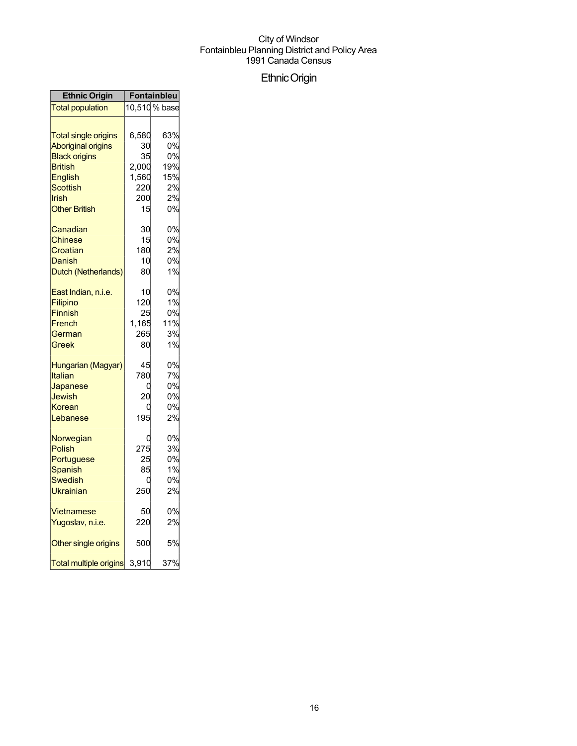City of Windsor
Fontainbleu Planning District and Policy Area
1991 Canada Census

# Ethnic Origin

| Ethnic Origin | Fontainbleu | |
|---|---|---|
| Total population | 10,510 | % base |
| | | |
| Total single origins | 6,580 | 63% |
| Aboriginal origins | 30 | 0% |
| Black origins | 35 | 0% |
| British | 2,000 | 19% |
| English | 1,560 | 15% |
| Scottish | 220 | 2% |
| Irish | 200 | 2% |
| Other British | 15 | 0% |
| | | |
| Canadian | 30 | 0% |
| Chinese | 15 | 0% |
| Croatian | 180 | 2% |
| Danish | 10 | 0% |
| Dutch (Netherlands) | 80 | 1% |
| | | |
| East Indian, n.i.e. | 10 | 0% |
| Filipino | 120 | 1% |
| Finnish | 25 | 0% |
| French | 1,165 | 11% |
| German | 265 | 3% |
| Greek | 80 | 1% |
| | | |
| Hungarian (Magyar) | 45 | 0% |
| Italian | 780 | 7% |
| Japanese | 0 | 0% |
| Jewish | 20 | 0% |
| Korean | 0 | 0% |
| Lebanese | 195 | 2% |
| | | |
| Norwegian | 0 | 0% |
| Polish | 275 | 3% |
| Portuguese | 25 | 0% |
| Spanish | 85 | 1% |
| Swedish | 0 | 0% |
| Ukrainian | 250 | 2% |
| | | |
| Vietnamese | 50 | 0% |
| Yugoslav, n.i.e. | 220 | 2% |
| | | |
| Other single origins | 500 | 5% |
| | | |
| Total multiple origins | 3,910 | 37% |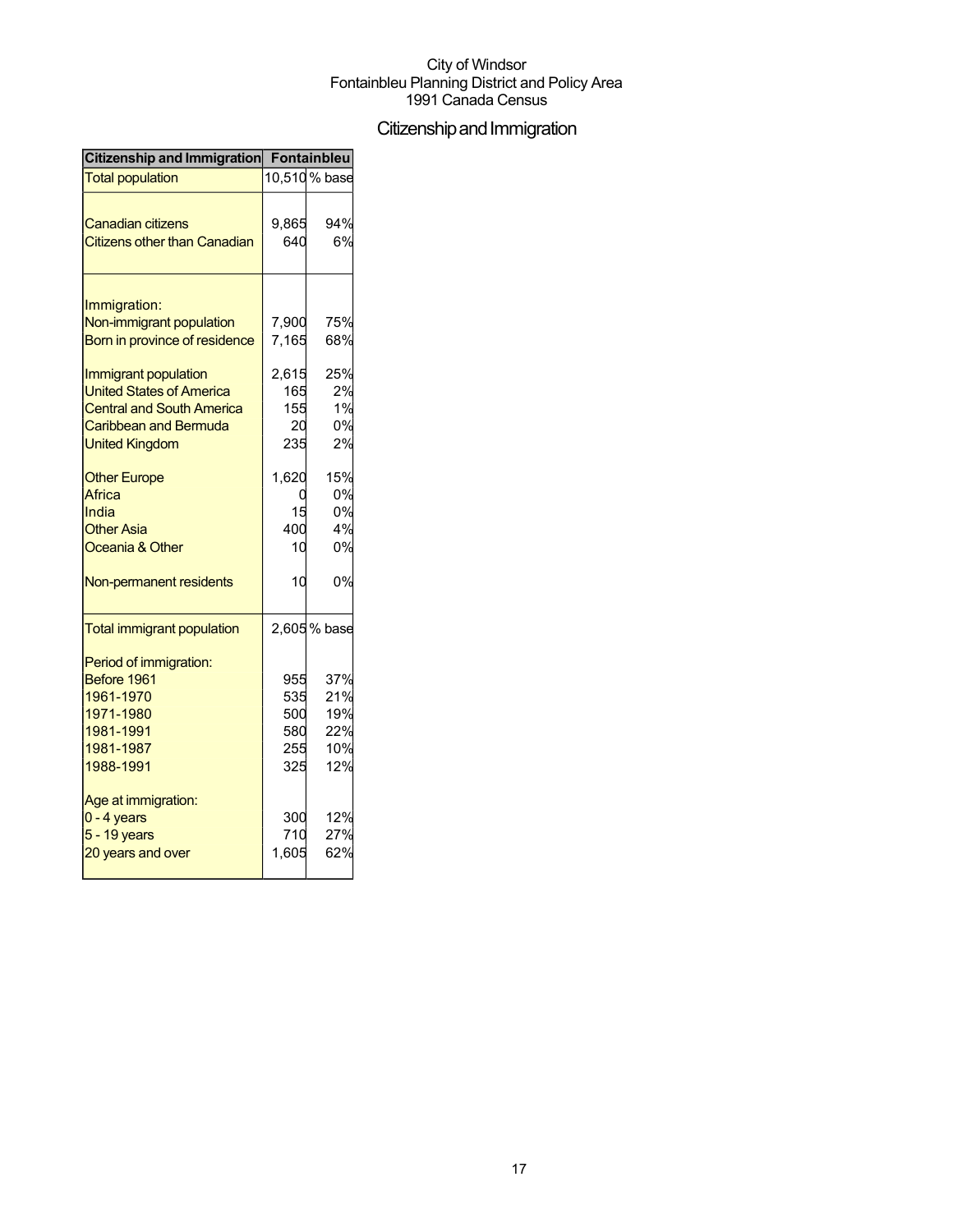City of Windsor
Fontainbleu Planning District and Policy Area
1991 Canada Census

# Citizenship and Immigration

| Citizenship and Immigration | Fontainbleu | |
|---|---|---|
| Total population | 10,510 | % base |
| Canadian citizens | 9,865 | 94% |
| Citizens other than Canadian | 640 | 6% |
| Immigration: | | |
| Non-immigrant population | 7,900 | 75% |
| Born in province of residence | 7,165 | 68% |
| Immigrant population | 2,615 | 25% |
| United States of America | 165 | 2% |
| Central and South America | 155 | 1% |
| Caribbean and Bermuda | 20 | 0% |
| United Kingdom | 235 | 2% |
| Other Europe | 1,620 | 15% |
| Africa | 0 | 0% |
| India | 15 | 0% |
| Other Asia | 400 | 4% |
| Oceania & Other | 10 | 0% |
| Non-permanent residents | 10 | 0% |
| Total immigrant population | 2,605 | % base |
| Period of immigration: | | |
| Before 1961 | 955 | 37% |
| 1961-1970 | 535 | 21% |
| 1971-1980 | 500 | 19% |
| 1981-1991 | 580 | 22% |
| 1981-1987 | 255 | 10% |
| 1988-1991 | 325 | 12% |
| Age at immigration: | | |
| 0 - 4 years | 300 | 12% |
| 5 - 19 years | 710 | 27% |
| 20 years and over | 1,605 | 62% |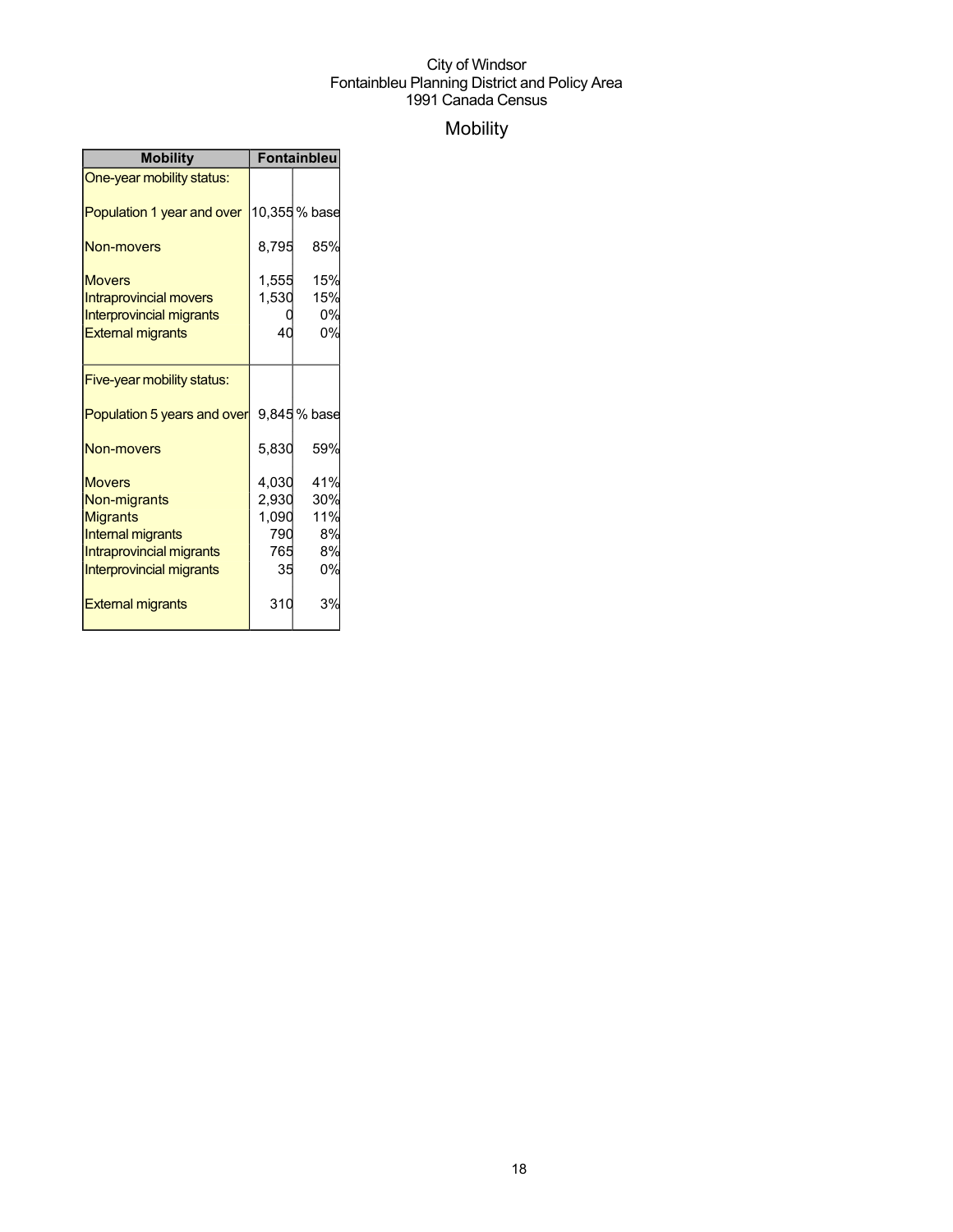City of Windsor
Fontainbleu Planning District and Policy Area
1991 Canada Census

# Mobility

| Mobility | Fontainbleu | |
|---|---|---|
| One-year mobility status: | | |
| Population 1 year and over | 10,355 | % base |
| Non-movers | 8,795 | 85% |
| Movers | 1,555 | 15% |
| Intraprovincial movers | 1,530 | 15% |
| Interprovincial migrants | 0 | 0% |
| External migrants | 40 | 0% |
| Five-year mobility status: | | |
| Population 5 years and over | 9,845 | % base |
| Non-movers | 5,830 | 59% |
| Movers | 4,030 | 41% |
| Non-migrants | 2,930 | 30% |
| Migrants | 1,090 | 11% |
| Internal migrants | 790 | 8% |
| Intraprovincial migrants | 765 | 8% |
| Interprovincial migrants | 35 | 0% |
| External migrants | 310 | 3% |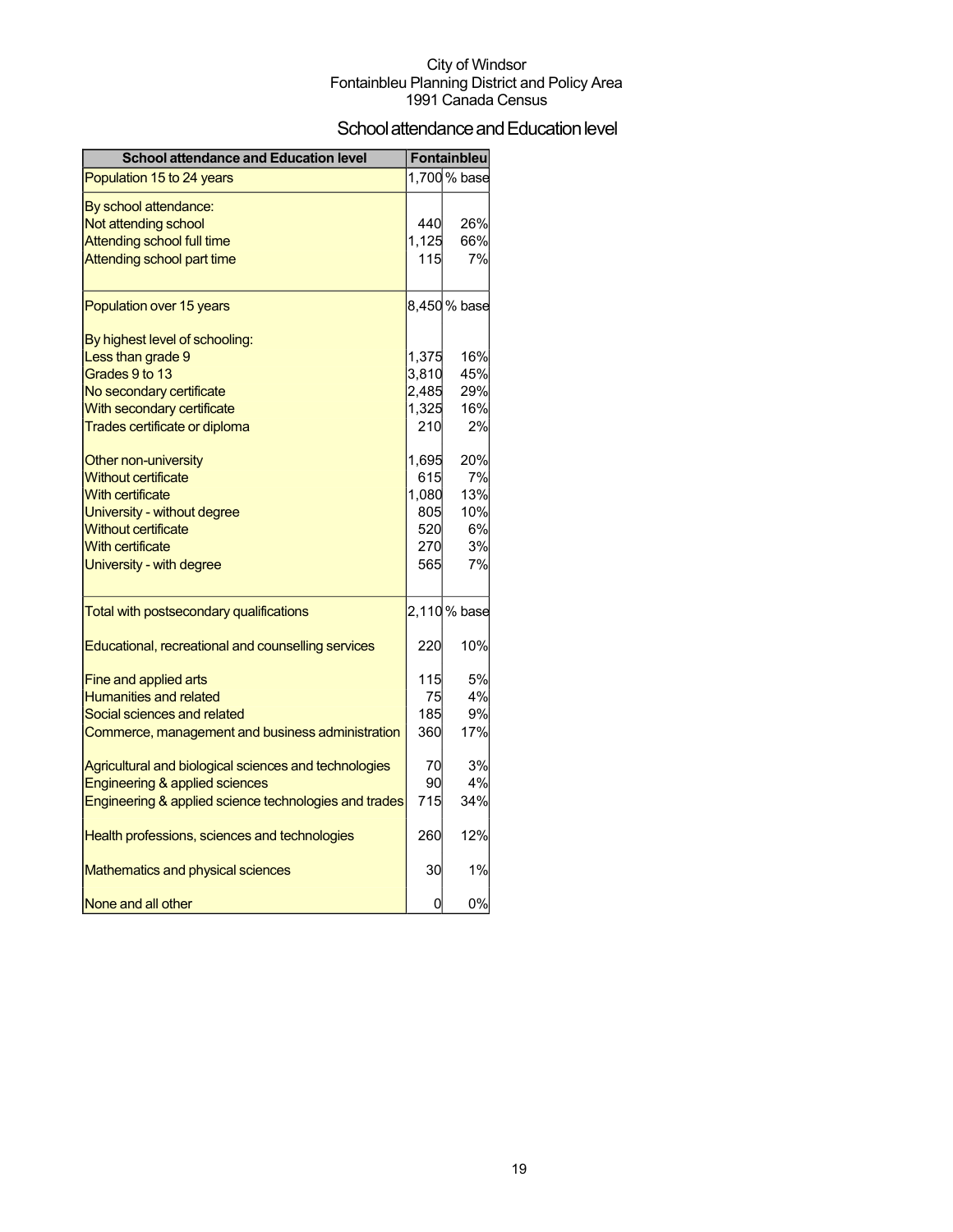City of Windsor
Fontainbleu Planning District and Policy Area
1991 Canada Census

## School attendance and Education level

| School attendance and Education level | Fontainbleu | |
|---|---|---|
| Population 15 to 24 years | 1,700 | % base |
| By school attendance: | | |
| Not attending school | 440 | 26% |
| Attending school full time | 1,125 | 66% |
| Attending school part time | 115 | 7% |
| Population over 15 years | 8,450 | % base |
| By highest level of schooling: | | |
| Less than grade 9 | 1,375 | 16% |
| Grades 9 to 13 | 3,810 | 45% |
| No secondary certificate | 2,485 | 29% |
| With secondary certificate | 1,325 | 16% |
| Trades certificate or diploma | 210 | 2% |
| Other non-university | 1,695 | 20% |
| Without certificate | 615 | 7% |
| With certificate | 1,080 | 13% |
| University - without degree | 805 | 10% |
| Without certificate | 520 | 6% |
| With certificate | 270 | 3% |
| University - with degree | 565 | 7% |
| Total with postsecondary qualifications | 2,110 | % base |
| Educational, recreational and counselling services | 220 | 10% |
| Fine and applied arts | 115 | 5% |
| Humanities and related | 75 | 4% |
| Social sciences and related | 185 | 9% |
| Commerce, management and business administration | 360 | 17% |
| Agricultural and biological sciences and technologies | 70 | 3% |
| Engineering & applied sciences | 90 | 4% |
| Engineering & applied science technologies and trades | 715 | 34% |
| Health professions, sciences and technologies | 260 | 12% |
| Mathematics and physical sciences | 30 | 1% |
| None and all other | 0 | 0% |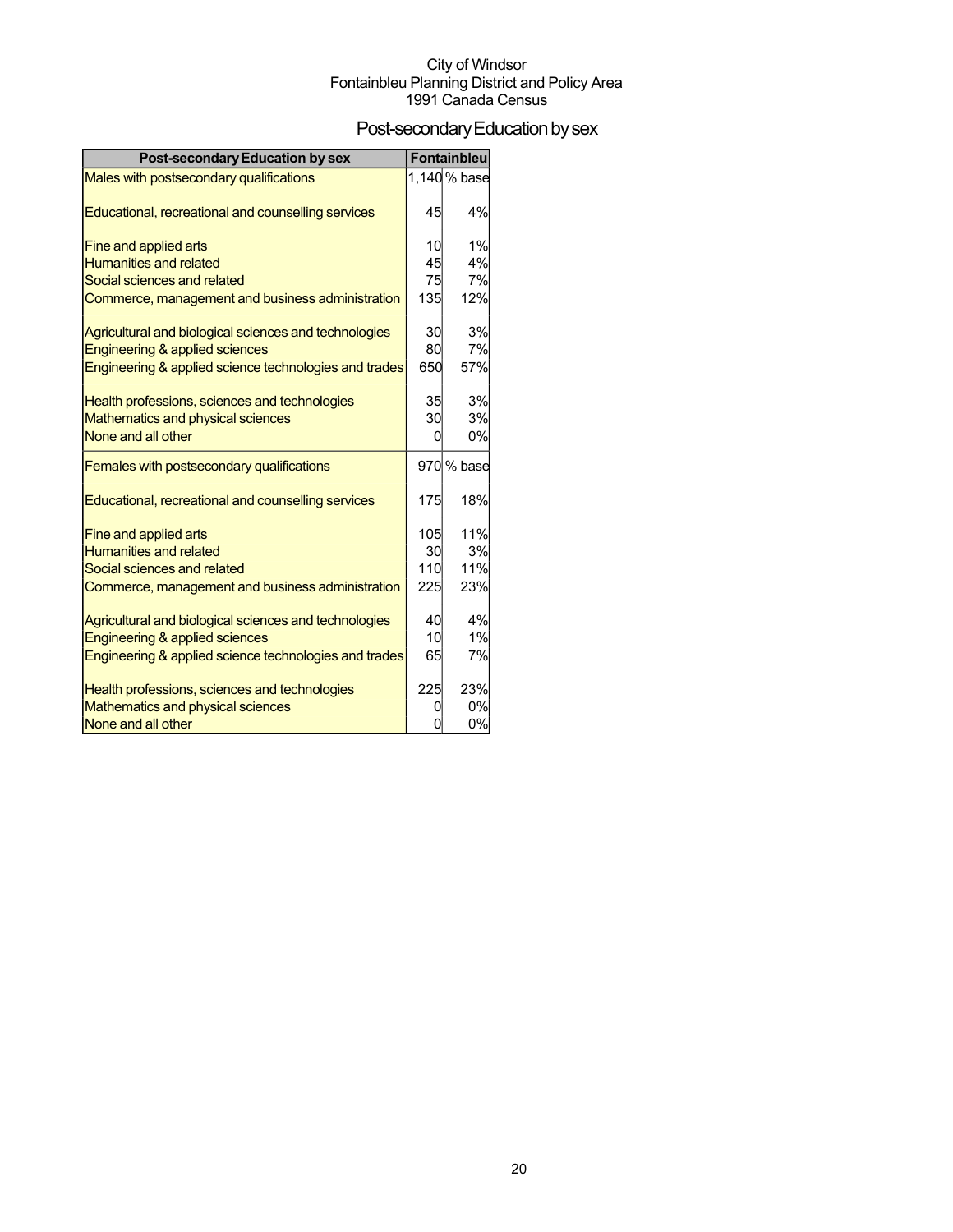City of Windsor
Fontainbleu Planning District and Policy Area
1991 Canada Census

# Post-secondary Education by sex

| Post-secondary Education by sex | Fontainbleu | |
|---|---|---|
| Males with postsecondary qualifications | 1,140 | % base |
| Educational, recreational and counselling services | 45 | 4% |
| Fine and applied arts | 10 | 1% |
| Humanities and related | 45 | 4% |
| Social sciences and related | 75 | 7% |
| Commerce, management and business administration | 135 | 12% |
| Agricultural and biological sciences and technologies | 30 | 3% |
| Engineering & applied sciences | 80 | 7% |
| Engineering & applied science technologies and trades | 650 | 57% |
| Health professions, sciences and technologies | 35 | 3% |
| Mathematics and physical sciences | 30 | 3% |
| None and all other | 0 | 0% |
| Females with postsecondary qualifications | 970 | % base |
| Educational, recreational and counselling services | 175 | 18% |
| Fine and applied arts | 105 | 11% |
| Humanities and related | 30 | 3% |
| Social sciences and related | 110 | 11% |
| Commerce, management and business administration | 225 | 23% |
| Agricultural and biological sciences and technologies | 40 | 4% |
| Engineering & applied sciences | 10 | 1% |
| Engineering & applied science technologies and trades | 65 | 7% |
| Health professions, sciences and technologies | 225 | 23% |
| Mathematics and physical sciences | 0 | 0% |
| None and all other | 0 | 0% |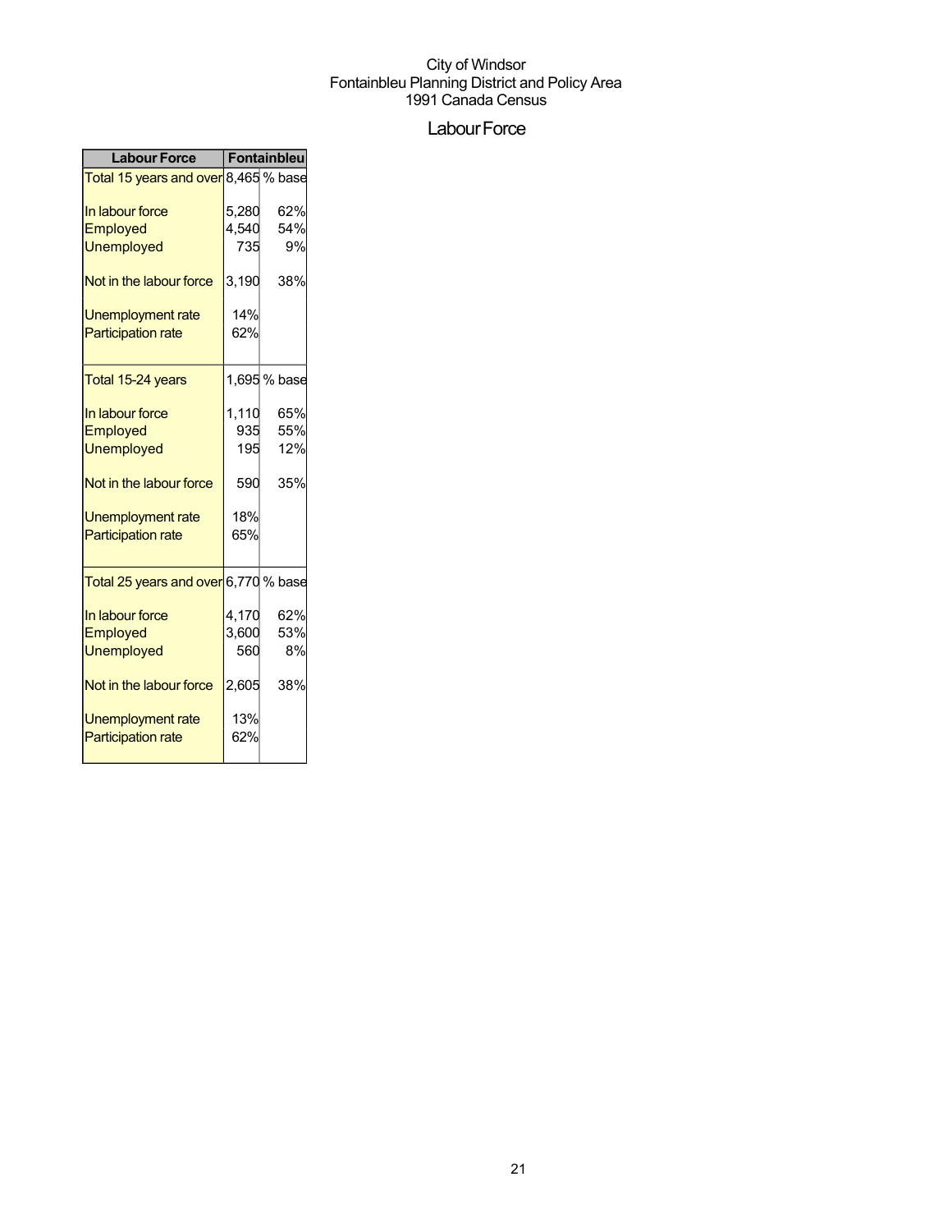City of Windsor
Fontainbleu Planning District and Policy Area
1991 Canada Census

# Labour Force

| Labour Force | Fontainbleu | |
|---|---|---|
| Total 15 years and over | 8,465 | % base |
| In labour force | 5,280 | 62% |
| Employed | 4,540 | 54% |
| Unemployed | 735 | 9% |
| Not in the labour force | 3,190 | 38% |
| Unemployment rate | 14% | |
| Participation rate | 62% | |
| Total 15-24 years | 1,695 | % base |
| In labour force | 1,110 | 65% |
| Employed | 935 | 55% |
| Unemployed | 195 | 12% |
| Not in the labour force | 590 | 35% |
| Unemployment rate | 18% | |
| Participation rate | 65% | |
| Total 25 years and over | 6,770 | % base |
| In labour force | 4,170 | 62% |
| Employed | 3,600 | 53% |
| Unemployed | 560 | 8% |
| Not in the labour force | 2,605 | 38% |
| Unemployment rate | 13% | |
| Participation rate | 62% | |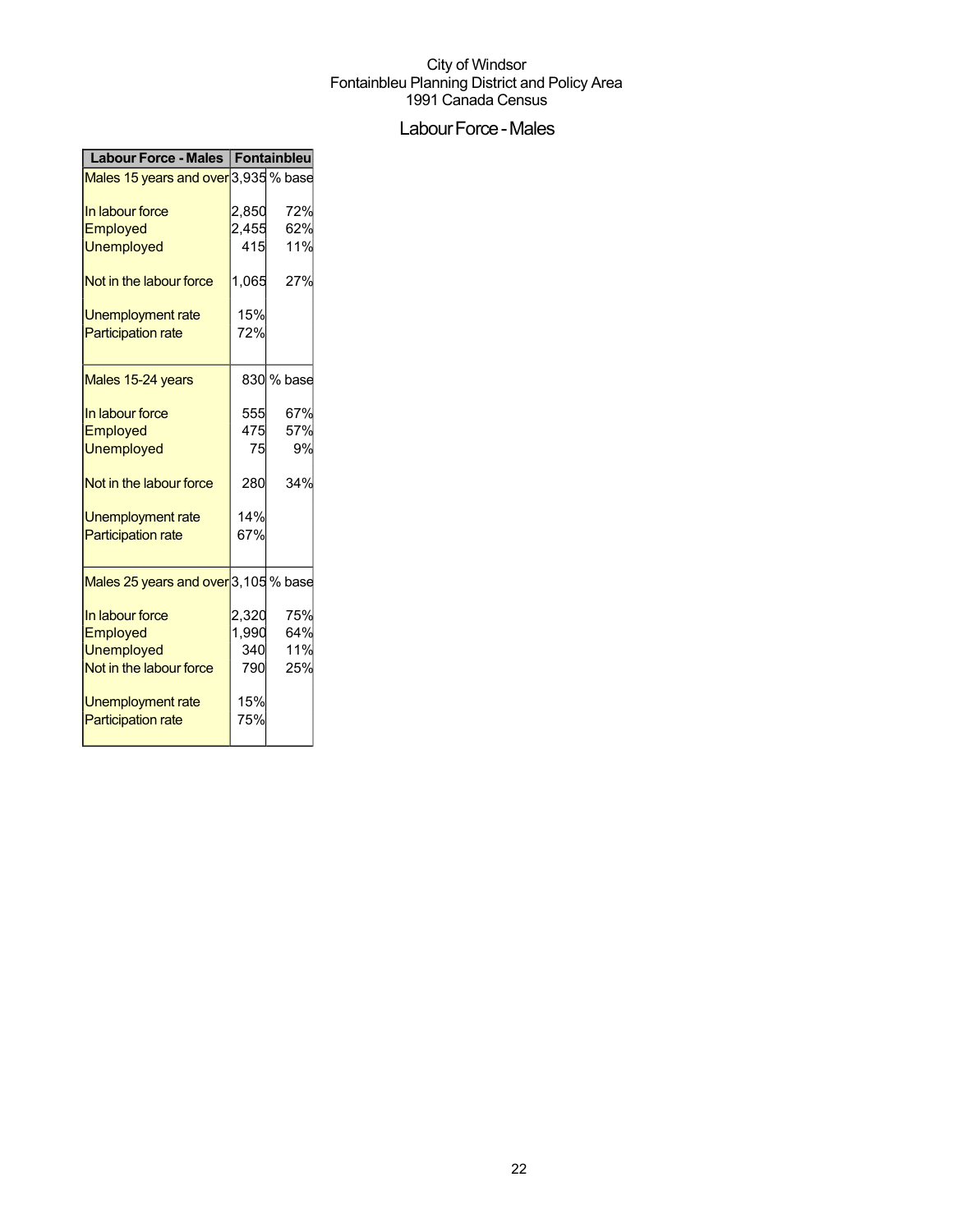City of Windsor
Fontainbleu Planning District and Policy Area
1991 Canada Census

# Labour Force - Males

| Labour Force - Males | Fontainbleu | |
|---|---|---|
| Males 15 years and over | 3,935 | % base |
| In labour force | 2,850 | 72% |
| Employed | 2,455 | 62% |
| Unemployed | 415 | 11% |
| Not in the labour force | 1,065 | 27% |
| Unemployment rate | 15% | |
| Participation rate | 72% | |
| Males 15-24 years | 830 | % base |
| In labour force | 555 | 67% |
| Employed | 475 | 57% |
| Unemployed | 75 | 9% |
| Not in the labour force | 280 | 34% |
| Unemployment rate | 14% | |
| Participation rate | 67% | |
| Males 25 years and over | 3,105 | % base |
| In labour force | 2,320 | 75% |
| Employed | 1,990 | 64% |
| Unemployed | 340 | 11% |
| Not in the labour force | 790 | 25% |
| Unemployment rate | 15% | |
| Participation rate | 75% | |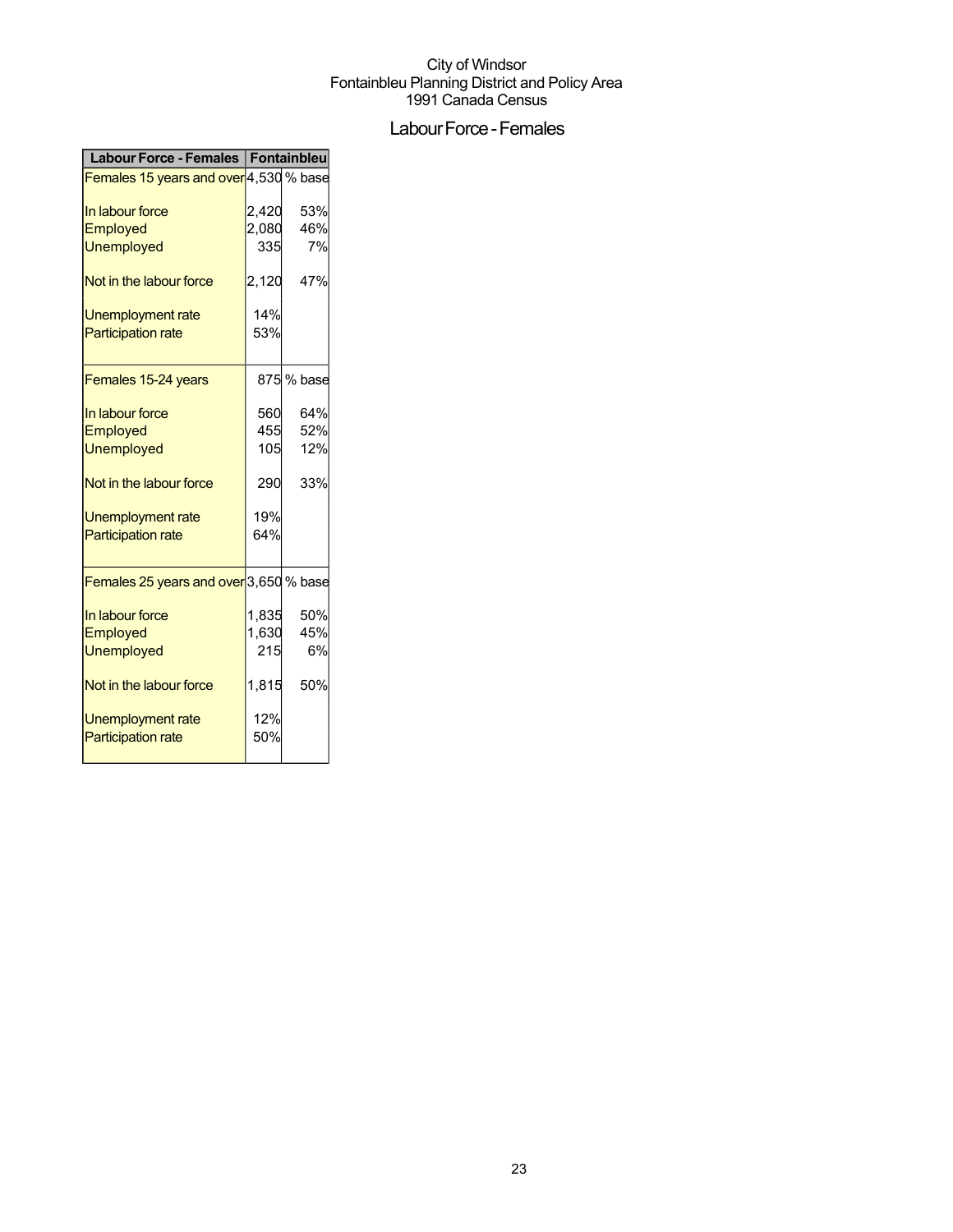City of Windsor
Fontainbleu Planning District and Policy Area
1991 Canada Census

# Labour Force - Females

| Labour Force - Females | Fontainbleu | |
|---|---|---|
| Females 15 years and over | 4,530 | % base |
| In labour force | 2,420 | 53% |
| Employed | 2,080 | 46% |
| Unemployed | 335 | 7% |
| Not in the labour force | 2,120 | 47% |
| Unemployment rate | 14% | |
| Participation rate | 53% | |
| Females 15-24 years | 875 | % base |
| In labour force | 560 | 64% |
| Employed | 455 | 52% |
| Unemployed | 105 | 12% |
| Not in the labour force | 290 | 33% |
| Unemployment rate | 19% | |
| Participation rate | 64% | |
| Females 25 years and over | 3,650 | % base |
| In labour force | 1,835 | 50% |
| Employed | 1,630 | 45% |
| Unemployed | 215 | 6% |
| Not in the labour force | 1,815 | 50% |
| Unemployment rate | 12% | |
| Participation rate | 50% | |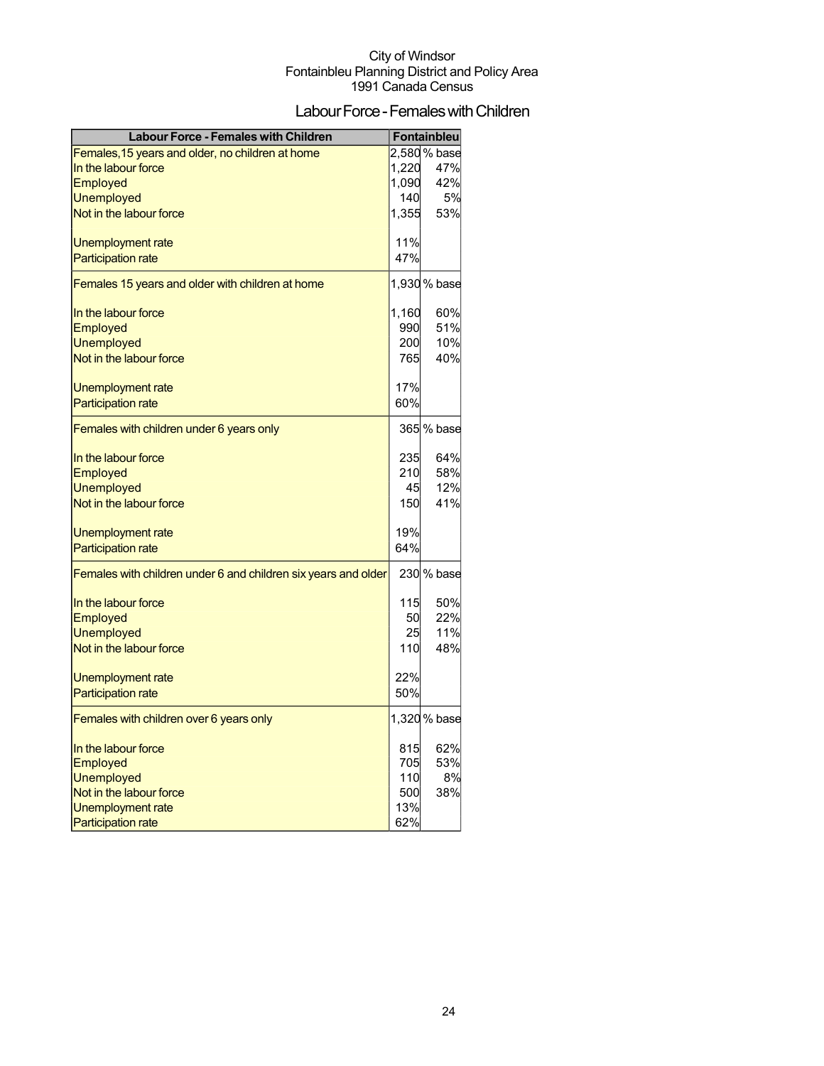City of Windsor
Fontainbleu Planning District and Policy Area
1991 Canada Census

# Labour Force - Females with Children

| Labour Force - Females with Children | Fontainbleu | |
|---|---|---|
| Females,15 years and older, no children at home | 2,580 | % base |
| In the labour force | 1,220 | 47% |
| Employed | 1,090 | 42% |
| Unemployed | 140 | 5% |
| Not in the labour force | 1,355 | 53% |
| Unemployment rate | 11% | |
| Participation rate | 47% | |
| Females 15 years and older with children at home | 1,930 | % base |
| In the labour force | 1,160 | 60% |
| Employed | 990 | 51% |
| Unemployed | 200 | 10% |
| Not in the labour force | 765 | 40% |
| Unemployment rate | 17% | |
| Participation rate | 60% | |
| Females with children under 6 years only | 365 | % base |
| In the labour force | 235 | 64% |
| Employed | 210 | 58% |
| Unemployed | 45 | 12% |
| Not in the labour force | 150 | 41% |
| Unemployment rate | 19% | |
| Participation rate | 64% | |
| Females with children under 6 and children six years and older | 230 | % base |
| In the labour force | 115 | 50% |
| Employed | 50 | 22% |
| Unemployed | 25 | 11% |
| Not in the labour force | 110 | 48% |
| Unemployment rate | 22% | |
| Participation rate | 50% | |
| Females with children over 6 years only | 1,320 | % base |
| In the labour force | 815 | 62% |
| Employed | 705 | 53% |
| Unemployed | 110 | 8% |
| Not in the labour force | 500 | 38% |
| Unemployment rate | 13% | |
| Participation rate | 62% | |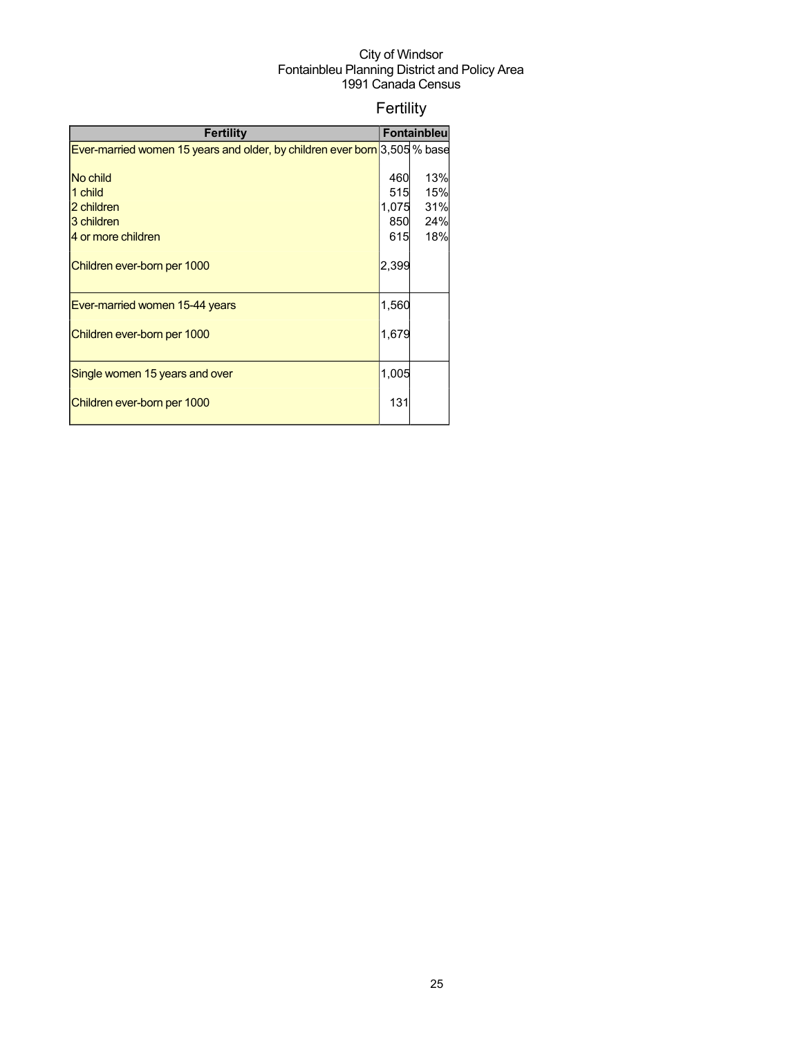City of Windsor
Fontainbleu Planning District and Policy Area
1991 Canada Census

# Fertility

| Fertility | Fontainbleu | |
|---|---|---|
| Ever-married women 15 years and older, by children ever born | 3,505 | % base |
| No child | 460 | 13% |
| 1 child | 515 | 15% |
| 2 children | 1,075 | 31% |
| 3 children | 850 | 24% |
| 4 or more children | 615 | 18% |
| Children ever-born per 1000 | 2,399 | |
| Ever-married women 15-44 years | 1,560 | |
| Children ever-born per 1000 | 1,679 | |
| Single women 15 years and over | 1,005 | |
| Children ever-born per 1000 | 131 | |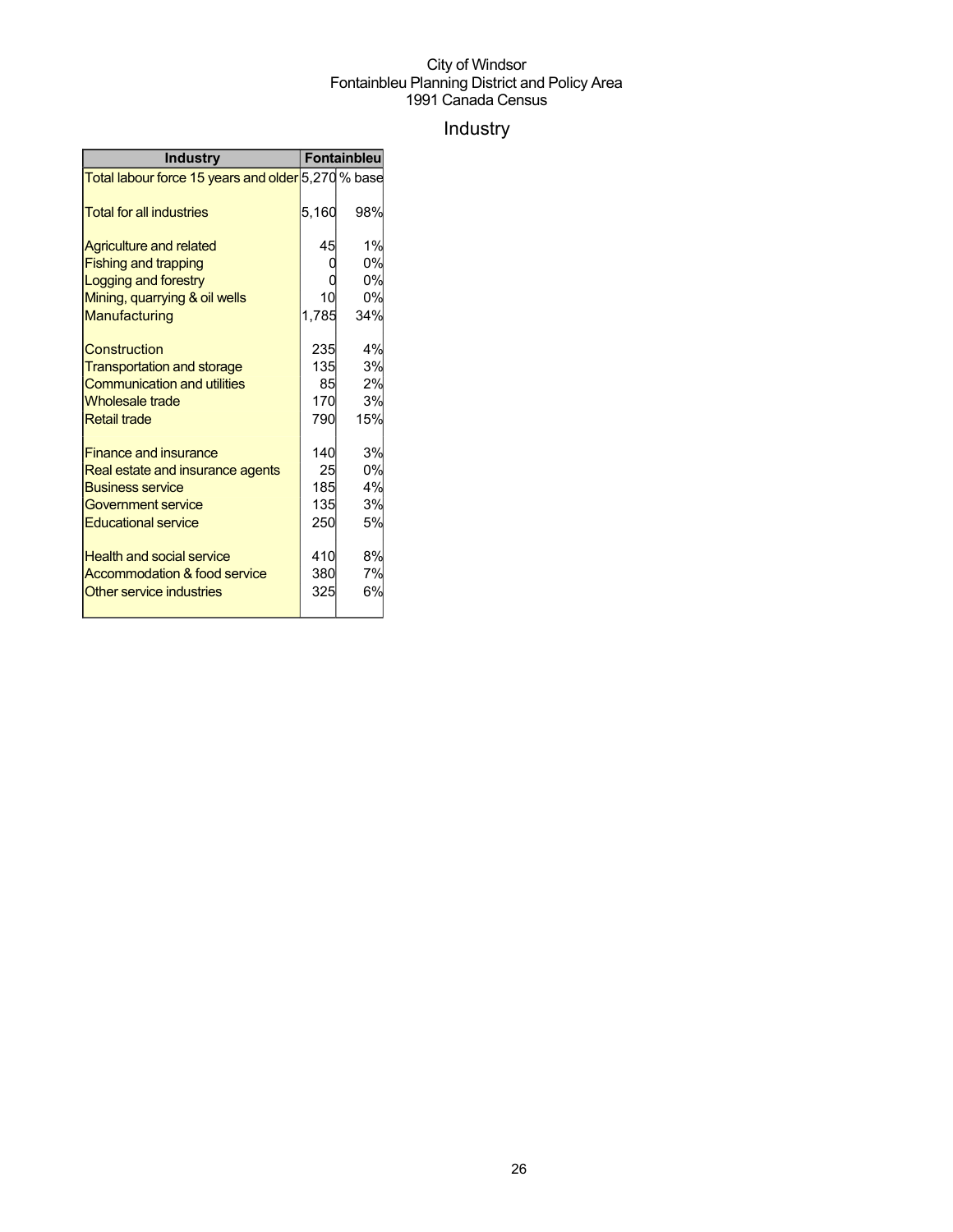City of Windsor
Fontainbleu Planning District and Policy Area
1991 Canada Census

# Industry

| Industry | Fontainbleu | |
|---|---|---|
| Total labour force 15 years and older | 5,270 | % base |
| Total for all industries | 5,160 | 98% |
| Agriculture and related | 45 | 1% |
| Fishing and trapping | 0 | 0% |
| Logging and forestry | 0 | 0% |
| Mining, quarrying & oil wells | 10 | 0% |
| Manufacturing | 1,785 | 34% |
| Construction | 235 | 4% |
| Transportation and storage | 135 | 3% |
| Communication and utilities | 85 | 2% |
| Wholesale trade | 170 | 3% |
| Retail trade | 790 | 15% |
| Finance and insurance | 140 | 3% |
| Real estate and insurance agents | 25 | 0% |
| Business service | 185 | 4% |
| Government service | 135 | 3% |
| Educational service | 250 | 5% |
| Health and social service | 410 | 8% |
| Accommodation & food service | 380 | 7% |
| Other service industries | 325 | 6% |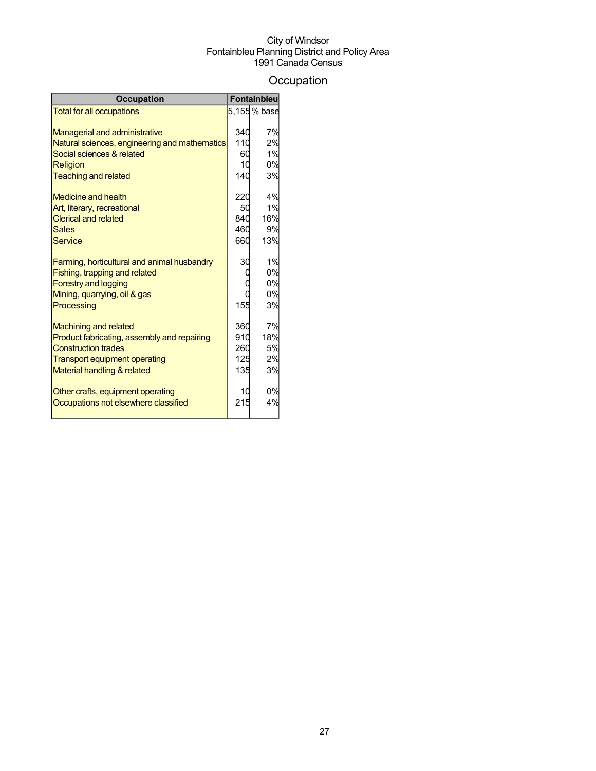City of Windsor
Fontainbleu Planning District and Policy Area
1991 Canada Census

# Occupation

| Occupation | Fontainbleu | |
|---|---|---|
| Total for all occupations | 5,155 | % base |
| | | |
| Managerial and administrative | 340 | 7% |
| Natural sciences, engineering and mathematics | 110 | 2% |
| Social sciences & related | 60 | 1% |
| Religion | 10 | 0% |
| Teaching and related | 140 | 3% |
| | | |
| Medicine and health | 220 | 4% |
| Art, literary, recreational | 50 | 1% |
| Clerical and related | 840 | 16% |
| Sales | 460 | 9% |
| Service | 660 | 13% |
| | | |
| Farming, horticultural and animal husbandry | 30 | 1% |
| Fishing, trapping and related | 0 | 0% |
| Forestry and logging | 0 | 0% |
| Mining, quarrying, oil & gas | 0 | 0% |
| Processing | 155 | 3% |
| | | |
| Machining and related | 360 | 7% |
| Product fabricating, assembly and repairing | 910 | 18% |
| Construction trades | 260 | 5% |
| Transport equipment operating | 125 | 2% |
| Material handling & related | 135 | 3% |
| | | |
| Other crafts, equipment operating | 10 | 0% |
| Occupations not elsewhere classified | 215 | 4% |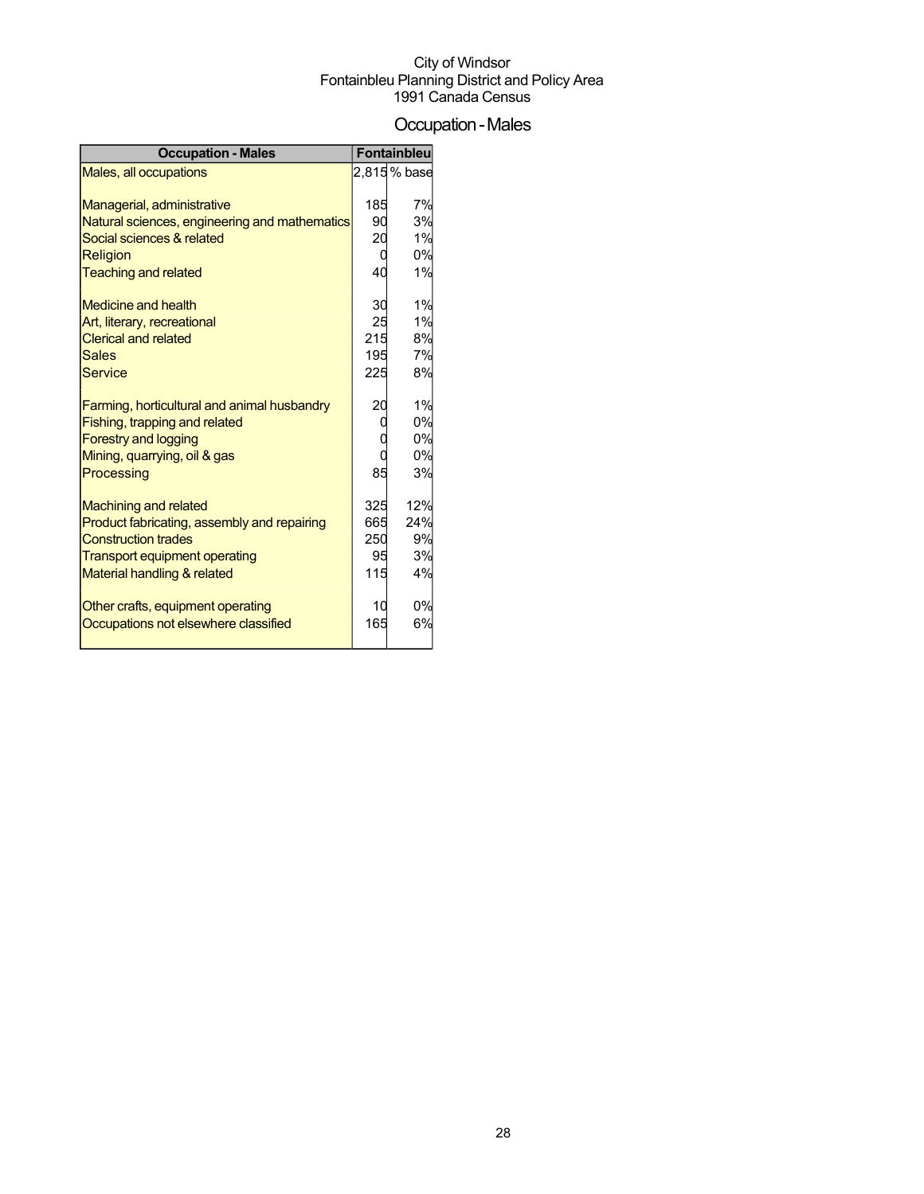City of Windsor
Fontainbleu Planning District and Policy Area
1991 Canada Census

# Occupation - Males

| Occupation - Males | Fontainbleu | |
|---|---|---|
| Males, all occupations | 2,815 | % base |
| | | |
| Managerial, administrative | 185 | 7% |
| Natural sciences, engineering and mathematics | 90 | 3% |
| Social sciences & related | 20 | 1% |
| Religion | 0 | 0% |
| Teaching and related | 40 | 1% |
| | | |
| Medicine and health | 30 | 1% |
| Art, literary, recreational | 25 | 1% |
| Clerical and related | 215 | 8% |
| Sales | 195 | 7% |
| Service | 225 | 8% |
| | | |
| Farming, horticultural and animal husbandry | 20 | 1% |
| Fishing, trapping and related | 0 | 0% |
| Forestry and logging | 0 | 0% |
| Mining, quarrying, oil & gas | 0 | 0% |
| Processing | 85 | 3% |
| | | |
| Machining and related | 325 | 12% |
| Product fabricating, assembly and repairing | 665 | 24% |
| Construction trades | 250 | 9% |
| Transport equipment operating | 95 | 3% |
| Material handling & related | 115 | 4% |
| | | |
| Other crafts, equipment operating | 10 | 0% |
| Occupations not elsewhere classified | 165 | 6% |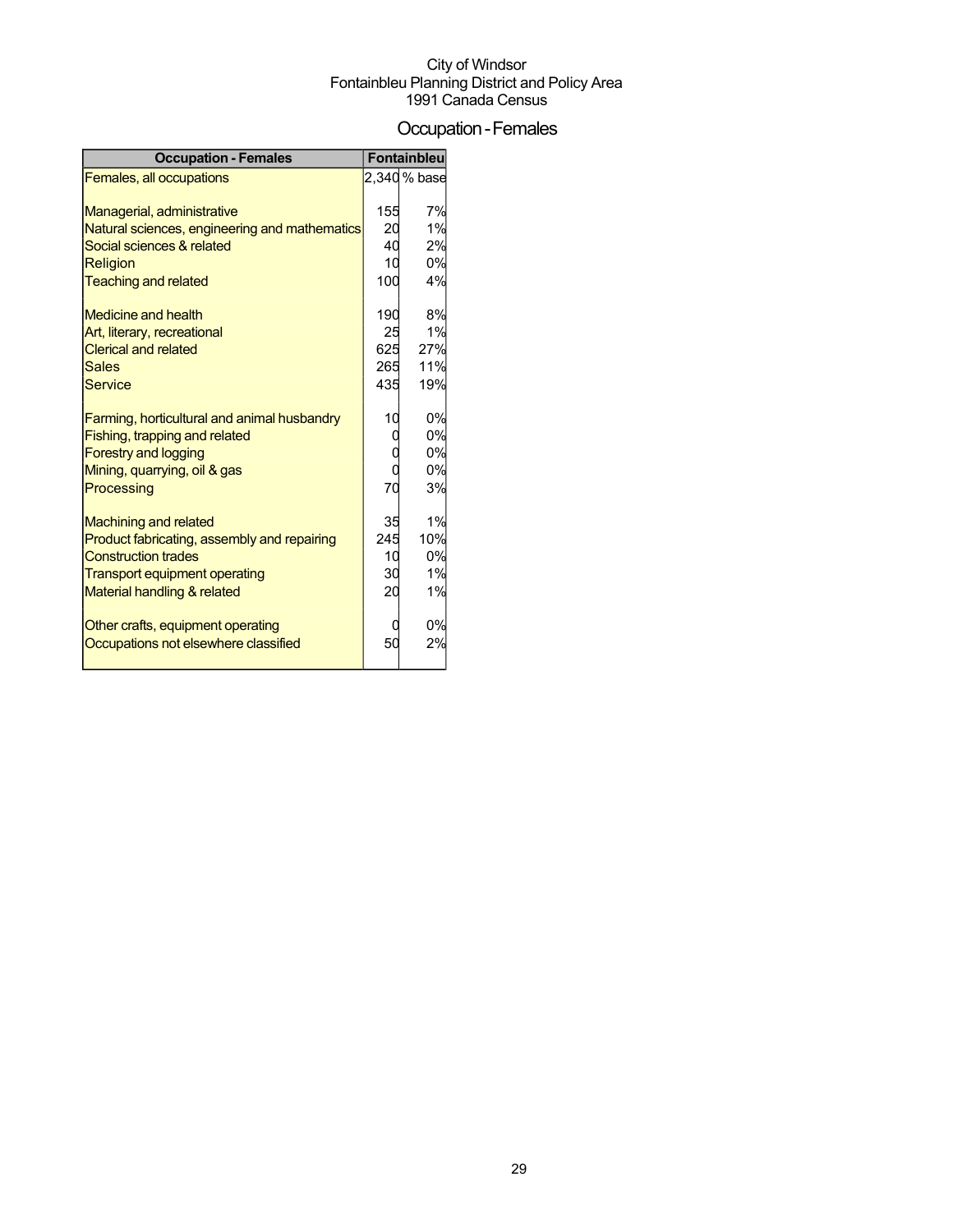City of Windsor
Fontainbleu Planning District and Policy Area
1991 Canada Census

# Occupation - Females

| Occupation - Females | Fontainbleu | |
|---|---|---|
| Females, all occupations | 2,340 | % base |
| | | |
| Managerial, administrative | 155 | 7% |
| Natural sciences, engineering and mathematics | 20 | 1% |
| Social sciences & related | 40 | 2% |
| Religion | 10 | 0% |
| Teaching and related | 100 | 4% |
| | | |
| Medicine and health | 190 | 8% |
| Art, literary, recreational | 25 | 1% |
| Clerical and related | 625 | 27% |
| Sales | 265 | 11% |
| Service | 435 | 19% |
| | | |
| Farming, horticultural and animal husbandry | 10 | 0% |
| Fishing, trapping and related | 0 | 0% |
| Forestry and logging | 0 | 0% |
| Mining, quarrying, oil & gas | 0 | 0% |
| Processing | 70 | 3% |
| | | |
| Machining and related | 35 | 1% |
| Product fabricating, assembly and repairing | 245 | 10% |
| Construction trades | 10 | 0% |
| Transport equipment operating | 30 | 1% |
| Material handling & related | 20 | 1% |
| | | |
| Other crafts, equipment operating | 0 | 0% |
| Occupations not elsewhere classified | 50 | 2% |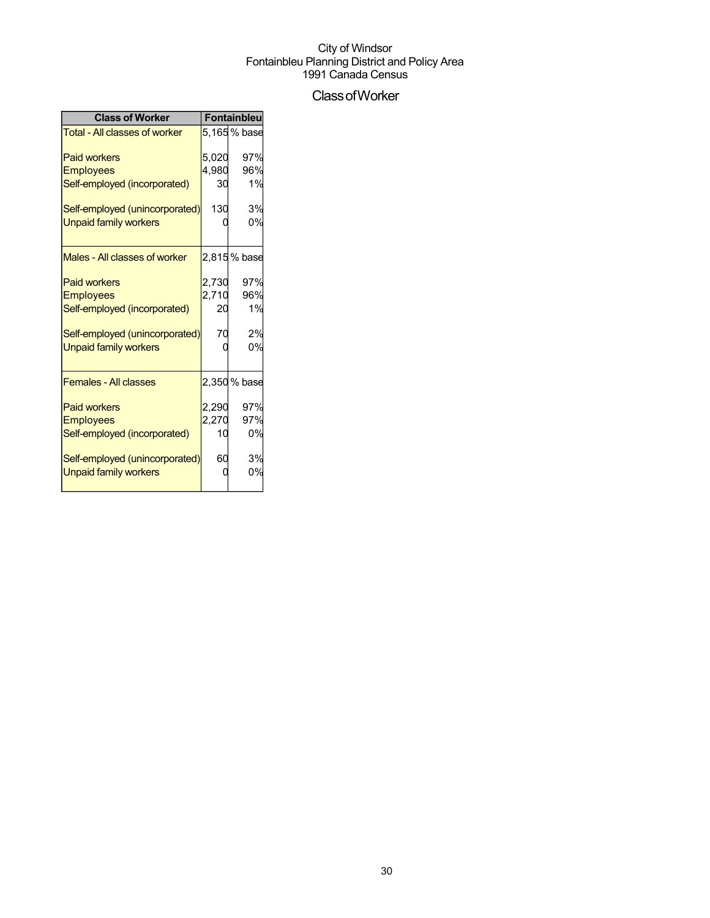City of Windsor
Fontainbleu Planning District and Policy Area
1991 Canada Census

## Class of Worker

| Class of Worker | Fontainbleu | |
|---|---|---|
| Total - All classes of worker | 5,165 | % base |
| Paid workers | 5,020 | 97% |
| Employees | 4,980 | 96% |
| Self-employed (incorporated) | 30 | 1% |
| Self-employed (unincorporated) | 130 | 3% |
| Unpaid family workers | 0 | 0% |
| Males - All classes of worker | 2,815 | % base |
| Paid workers | 2,730 | 97% |
| Employees | 2,710 | 96% |
| Self-employed (incorporated) | 20 | 1% |
| Self-employed (unincorporated) | 70 | 2% |
| Unpaid family workers | 0 | 0% |
| Females - All classes | 2,350 | % base |
| Paid workers | 2,290 | 97% |
| Employees | 2,270 | 97% |
| Self-employed (incorporated) | 10 | 0% |
| Self-employed (unincorporated) | 60 | 3% |
| Unpaid family workers | 0 | 0% |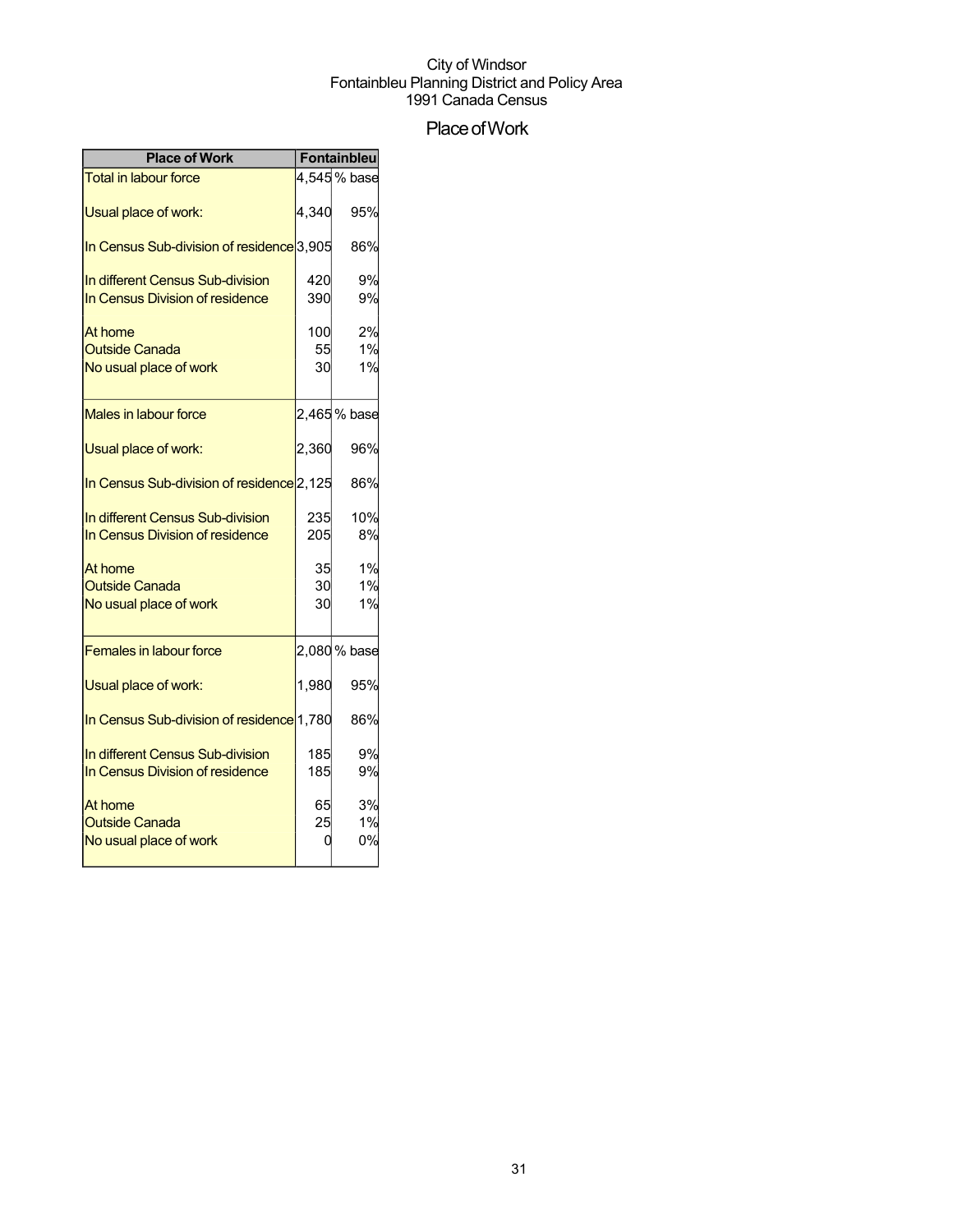City of Windsor
Fontainbleu Planning District and Policy Area
1991 Canada Census

# Place of Work

| Place of Work | Fontainbleu | |
|---|---|---|
| Total in labour force | 4,545 | % base |
| Usual place of work: | 4,340 | 95% |
| In Census Sub-division of residence | 3,905 | 86% |
| In different Census Sub-division | 420 | 9% |
| In Census Division of residence | 390 | 9% |
| At home | 100 | 2% |
| Outside Canada | 55 | 1% |
| No usual place of work | 30 | 1% |
| Males in labour force | 2,465 | % base |
| Usual place of work: | 2,360 | 96% |
| In Census Sub-division of residence | 2,125 | 86% |
| In different Census Sub-division | 235 | 10% |
| In Census Division of residence | 205 | 8% |
| At home | 35 | 1% |
| Outside Canada | 30 | 1% |
| No usual place of work | 30 | 1% |
| Females in labour force | 2,080 | % base |
| Usual place of work: | 1,980 | 95% |
| In Census Sub-division of residence | 1,780 | 86% |
| In different Census Sub-division | 185 | 9% |
| In Census Division of residence | 185 | 9% |
| At home | 65 | 3% |
| Outside Canada | 25 | 1% |
| No usual place of work | 0 | 0% |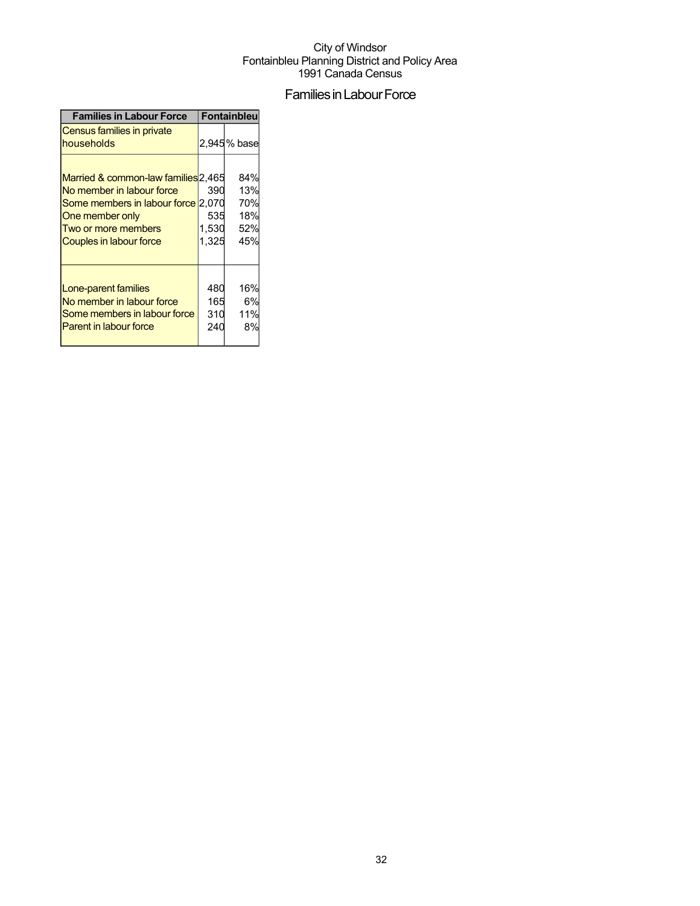City of Windsor
Fontainbleu Planning District and Policy Area
1991 Canada Census

## Families in Labour Force

| Families in Labour Force | Fontainbleu | |
|---|---|---|
| Census families in private households | 2,945 | % base |
| Married & common-law families | 2,465 | 84% |
| No member in labour force | 390 | 13% |
| Some members in labour force | 2,070 | 70% |
| One member only | 535 | 18% |
| Two or more members | 1,530 | 52% |
| Couples in labour force | 1,325 | 45% |
| Lone-parent families | 480 | 16% |
| No member in labour force | 165 | 6% |
| Some members in labour force | 310 | 11% |
| Parent in labour force | 240 | 8% |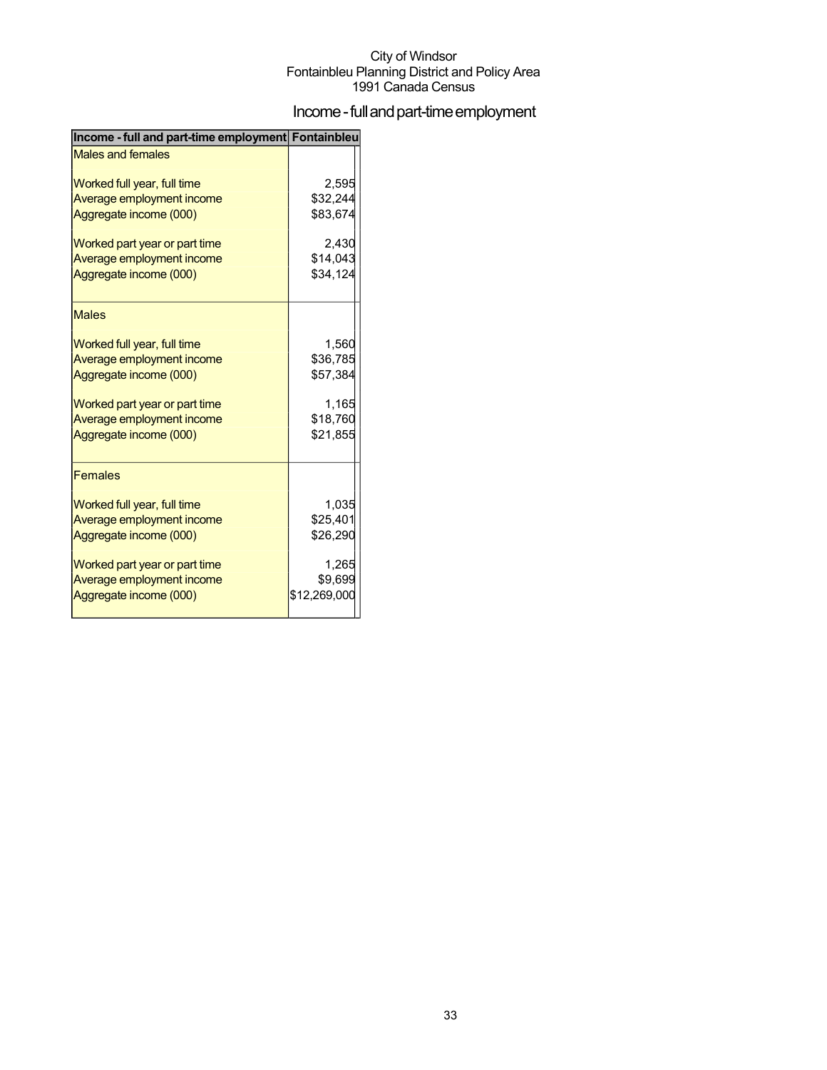City of Windsor
Fontainbleu Planning District and Policy Area
1991 Canada Census

# Income - full and part-time employment

| Income - full and part-time employment | Fontainbleu |
|---|---|
| Males and females | |
| Worked full year, full time | 2,595 |
| Average employment income | $32,244 |
| Aggregate income (000) | $83,674 |
| Worked part year or part time | 2,430 |
| Average employment income | $14,043 |
| Aggregate income (000) | $34,124 |
| Males | |
| Worked full year, full time | 1,560 |
| Average employment income | $36,785 |
| Aggregate income (000) | $57,384 |
| Worked part year or part time | 1,165 |
| Average employment income | $18,760 |
| Aggregate income (000) | $21,855 |
| Females | |
| Worked full year, full time | 1,035 |
| Average employment income | $25,401 |
| Aggregate income (000) | $26,290 |
| Worked part year or part time | 1,265 |
| Average employment income | $9,699 |
| Aggregate income (000) | $12,269,000 |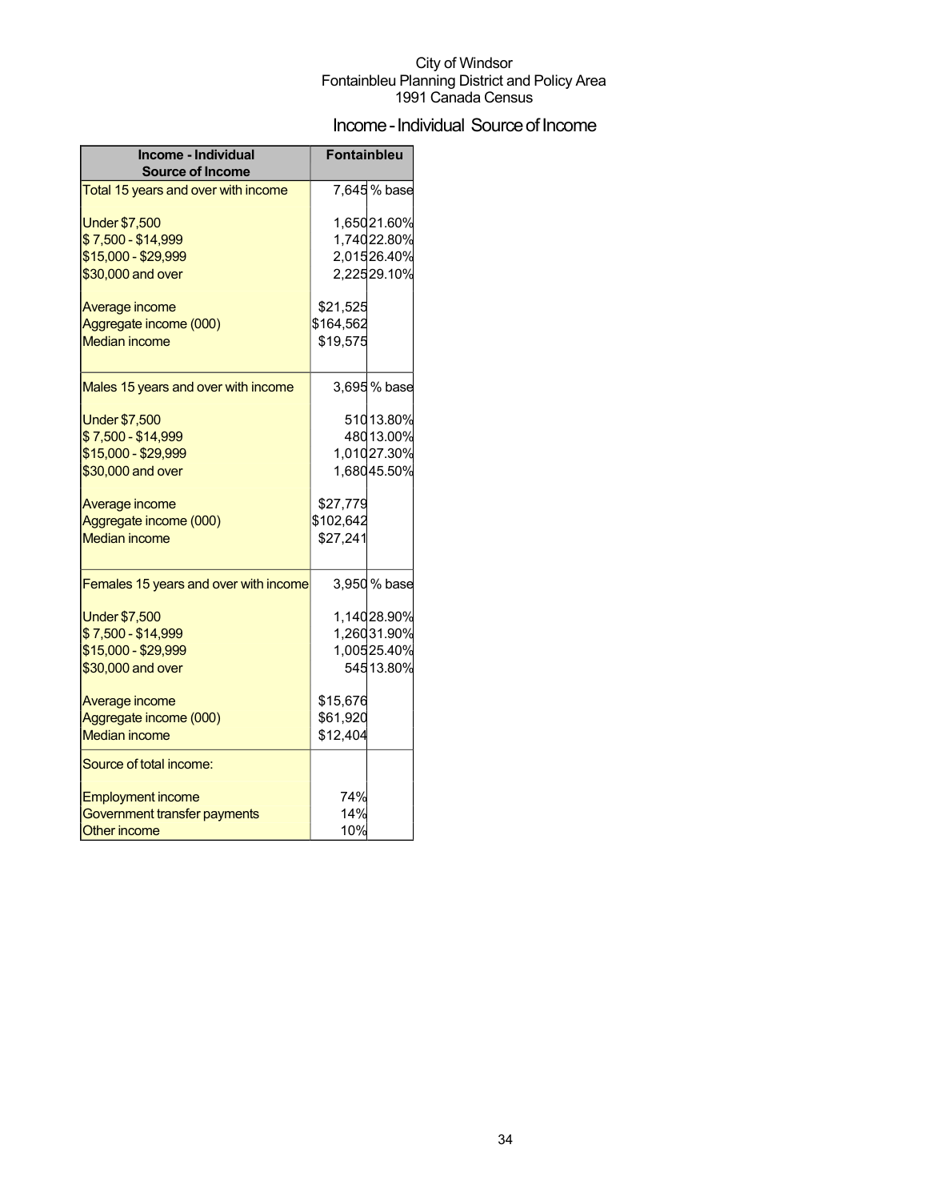City of Windsor
Fontainbleu Planning District and Policy Area
1991 Canada Census

# Income - Individual Source of Income

| Income - Individual Source of Income | Fontainbleu | |
|---|---|---|
| Total 15 years and over with income | 7,645 | % base |
| Under $7,500 | 1,650 | 21.60% |
| $ 7,500 - $14,999 | 1,740 | 22.80% |
| $15,000 - $29,999 | 2,015 | 26.40% |
| $30,000 and over | 2,225 | 29.10% |
| Average income | $21,525 | |
| Aggregate income (000) | $164,562 | |
| Median income | $19,575 | |
| Males 15 years and over with income | 3,695 | % base |
| Under $7,500 | 510 | 13.80% |
| $ 7,500 - $14,999 | 480 | 13.00% |
| $15,000 - $29,999 | 1,010 | 27.30% |
| $30,000 and over | 1,680 | 45.50% |
| Average income | $27,779 | |
| Aggregate income (000) | $102,642 | |
| Median income | $27,241 | |
| Females 15 years and over with income | 3,950 | % base |
| Under $7,500 | 1,140 | 28.90% |
| $ 7,500 - $14,999 | 1,260 | 31.90% |
| $15,000 - $29,999 | 1,005 | 25.40% |
| $30,000 and over | 545 | 13.80% |
| Average income | $15,676 | |
| Aggregate income (000) | $61,920 | |
| Median income | $12,404 | |
| Source of total income: | | |
| Employment income | 74% | |
| Government transfer payments | 14% | |
| Other income | 10% | |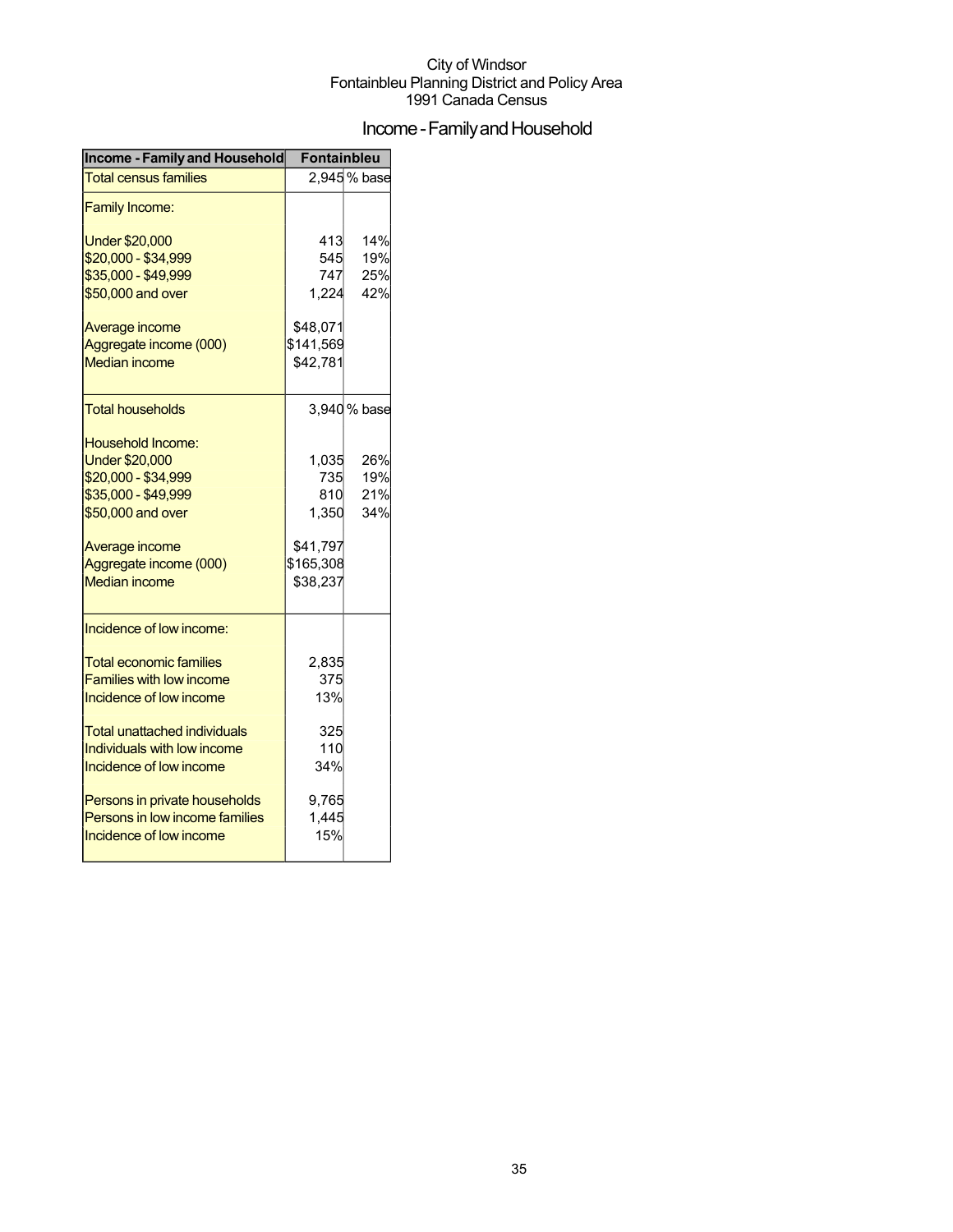City of Windsor
Fontainbleu Planning District and Policy Area
1991 Canada Census

# Income - Family and Household

| Income - Family and Household | Fontainbleu | |
|---|---|---|
| Total census families | 2,945 | % base |
| Family Income: | | |
| Under $20,000 | 413 | 14% |
| $20,000 - $34,999 | 545 | 19% |
| $35,000 - $49,999 | 747 | 25% |
| $50,000 and over | 1,224 | 42% |
| Average income | $48,071 | |
| Aggregate income (000) | $141,569 | |
| Median income | $42,781 | |
| Total households | 3,940 | % base |
| Household Income: | | |
| Under $20,000 | 1,035 | 26% |
| $20,000 - $34,999 | 735 | 19% |
| $35,000 - $49,999 | 810 | 21% |
| $50,000 and over | 1,350 | 34% |
| Average income | $41,797 | |
| Aggregate income (000) | $165,308 | |
| Median income | $38,237 | |
| Incidence of low income: | | |
| Total economic families | 2,835 | |
| Families with low income | 375 | |
| Incidence of low income | 13% | |
| Total unattached individuals | 325 | |
| Individuals with low income | 110 | |
| Incidence of low income | 34% | |
| Persons in private households | 9,765 | |
| Persons in low income families | 1,445 | |
| Incidence of low income | 15% | |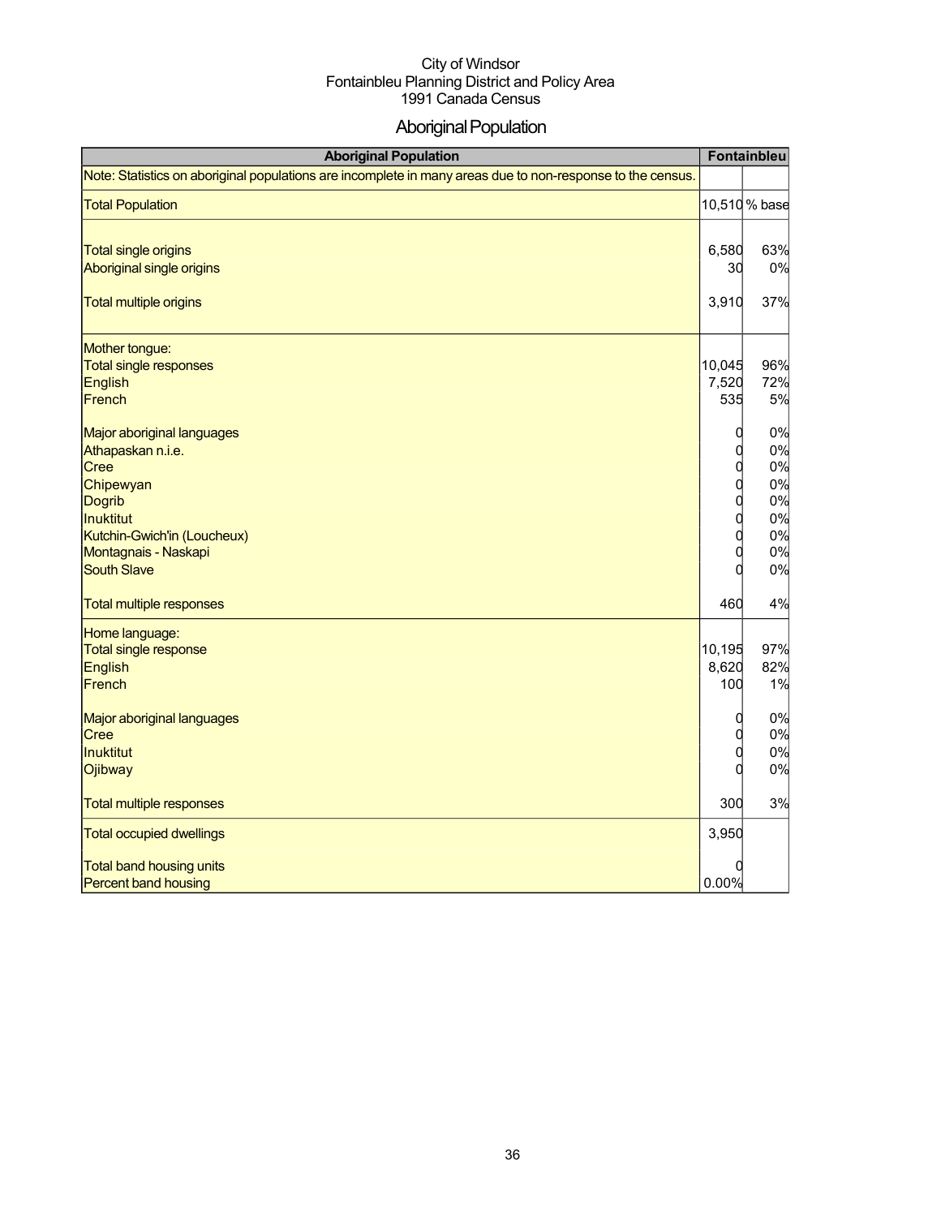City of Windsor
Fontainbleu Planning District and Policy Area
1991 Canada Census

# Aboriginal Population

| Aboriginal Population | Fontainbleu | |
|---|---|---|
| Note: Statistics on aboriginal populations are incomplete in many areas due to non-response to the census. | | |
| Total Population | 10,510 | % base |
| Total single origins | 6,580 | 63% |
| Aboriginal single origins | 30 | 0% |
| Total multiple origins | 3,910 | 37% |
| Mother tongue: | | |
| Total single responses | 10,045 | 96% |
| English | 7,520 | 72% |
| French | 535 | 5% |
| Major aboriginal languages | 0 | 0% |
| Athapaskan n.i.e. | 0 | 0% |
| Cree | 0 | 0% |
| Chipewyan | 0 | 0% |
| Dogrib | 0 | 0% |
| Inuktitut | 0 | 0% |
| Kutchin-Gwich'in (Loucheux) | 0 | 0% |
| Montagnais - Naskapi | 0 | 0% |
| South Slave | 0 | 0% |
| Total multiple responses | 460 | 4% |
| Home language: | | |
| Total single response | 10,195 | 97% |
| English | 8,620 | 82% |
| French | 100 | 1% |
| Major aboriginal languages | 0 | 0% |
| Cree | 0 | 0% |
| Inuktitut | 0 | 0% |
| Ojibway | 0 | 0% |
| Total multiple responses | 300 | 3% |
| Total occupied dwellings | 3,950 | |
| Total band housing units | 0 | |
| Percent band housing | 0.00% | |